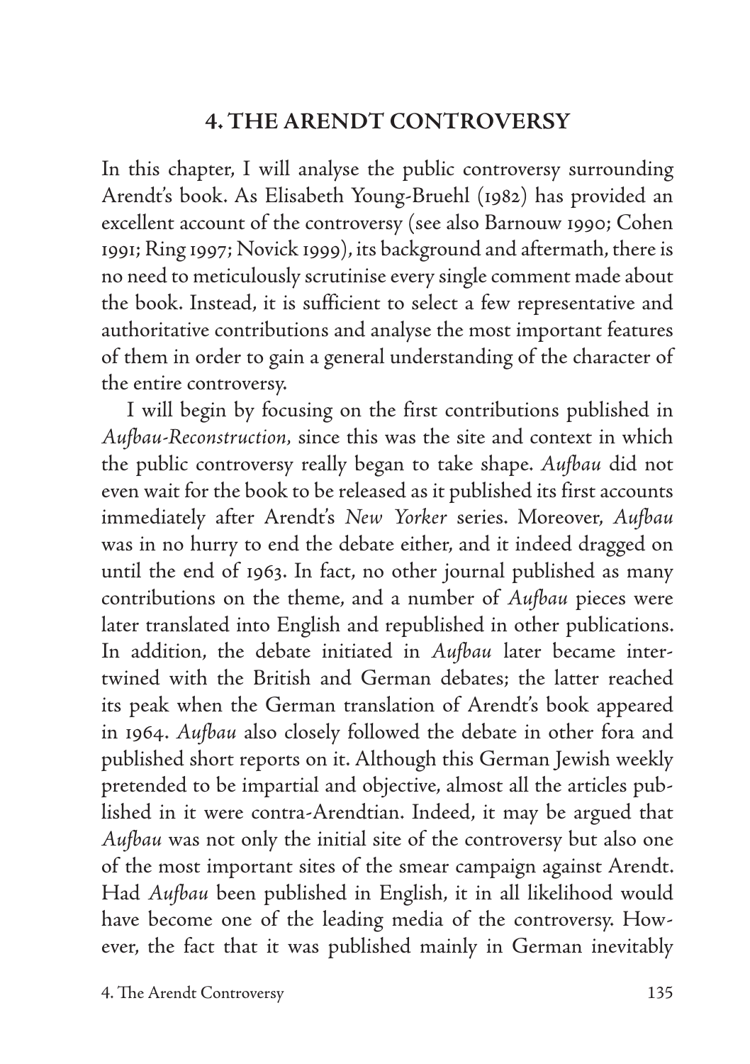## 4. THE ARENDT CONTROVERSY

In this chapter, I will analyse the public controversy surrounding Arendt's book. As Elisabeth Young-Bruehl (1982) has provided an excellent account of the controversy (see also Barnouw 1990; Cohen 1991; Ring 1997; Novick 1999), its background and aftermath, there is no need to meticulously scrutinise every single comment made about the book. Instead, it is sufficient to select a few representative and authoritative contributions and analyse the most important features of them in order to gain a general understanding of the character of the entire controversy.

I will begin by focusing on the first contributions published in *Aufbau-Reconstruction*, since this was the site and context in which the public controversy really began to take shape. *Aufbau* did not even wait for the book to be released as it published its first accounts immediately after Arendt's *New Yorker* series. Moreover, *Aufbau* was in no hurry to end the debate either, and it indeed dragged on until the end of 1963. In fact, no other journal published as many contributions on the theme, and a number of *Aufbau* pieces were later translated into English and republished in other publications. In addition, the debate initiated in *Aufbau* later became intertwined with the British and German debates; the latter reached its peak when the German translation of Arendt's book appeared in 1964. *Aufbau* also closely followed the debate in other fora and published short reports on it. Although this German Jewish weekly pretended to be impartial and objective, almost all the articles published in it were contra-Arendtian. Indeed, it may be argued that *Aufbau* was not only the initial site of the controversy but also one of the most important sites of the smear campaign against Arendt. Had *Aufbau* been published in English, it in all likelihood would have become one of the leading media of the controversy. However, the fact that it was published mainly in German inevitably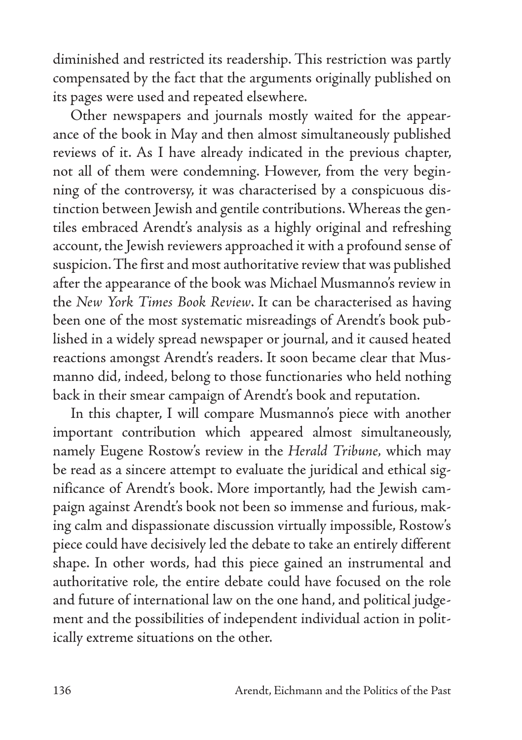diminished and restricted its readership. This restriction was partly compensated by the fact that the arguments originally published on its pages were used and repeated elsewhere.

Other newspapers and journals mostly waited for the appearance of the book in May and then almost simultaneously published reviews of it. As I have already indicated in the previous chapter, not all of them were condemning. However, from the very beginning of the controversy, it was characterised by a conspicuous distinction between Jewish and gentile contributions. Whereas the gentiles embraced Arendt's analysis as a highly original and refreshing account, the Jewish reviewers approached it with a profound sense of suspicion. The first and most authoritative review that was published after the appearance of the book was Michael Musmanno's review in the *New York Times Book Review*. It can be characterised as having been one of the most systematic misreadings of Arendt's book published in a widely spread newspaper or journal, and it caused heated reactions amongst Arendt's readers. It soon became clear that Musmanno did, indeed, belong to those functionaries who held nothing back in their smear campaign of Arendt's book and reputation.

In this chapter, I will compare Musmanno's piece with another important contribution which appeared almost simultaneously, namely Eugene Rostow's review in the *Herald Tribune*, which may be read as a sincere attempt to evaluate the juridical and ethical significance of Arendt's book. More importantly, had the Jewish campaign against Arendt's book not been so immense and furious, making calm and dispassionate discussion virtually impossible, Rostow's piece could have decisively led the debate to take an entirely different shape. In other words, had this piece gained an instrumental and authoritative role, the entire debate could have focused on the role and future of international law on the one hand, and political judgement and the possibilities of independent individual action in politically extreme situations on the other.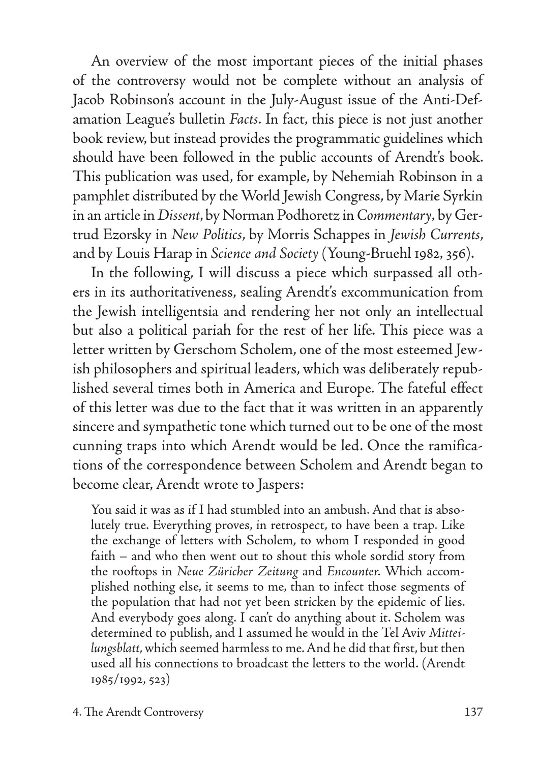An overview of the most important pieces of the initial phases of the controversy would not be complete without an analysis of Jacob Robinson's account in the July-August issue of the Anti-Defamation League's bulletin *Facts*. In fact, this piece is not just another book review, but instead provides the programmatic guidelines which should have been followed in the public accounts of Arendt's book. This publication was used, for example, by Nehemiah Robinson in a pamphlet distributed by the World Jewish Congress, by Marie Syrkin in an article in *Dissent*, by Norman Podhoretz in *Commentary*, by Gertrud Ezorsky in *New Politics*, by Morris Schappes in *Jewish Currents*, and by Louis Harap in *Science and Society* (Young-Bruehl 1982, 356).

In the following, I will discuss a piece which surpassed all others in its authoritativeness, sealing Arendt's excommunication from the Jewish intelligentsia and rendering her not only an intellectual but also a political pariah for the rest of her life. This piece was a letter written by Gerschom Scholem, one of the most esteemed Jewish philosophers and spiritual leaders, which was deliberately republished several times both in America and Europe. The fateful effect of this letter was due to the fact that it was written in an apparently sincere and sympathetic tone which turned out to be one of the most cunning traps into which Arendt would be led. Once the ramifications of the correspondence between Scholem and Arendt began to become clear, Arendt wrote to Jaspers:

> You said it was as if I had stumbled into an ambush. And that is absolutely true. Everything proves, in retrospect, to have been a trap. Like the exchange of letters with Scholem, to whom I responded in good faith – and who then went out to shout this whole sordid story from the rooftops in *Neue Züricher Zeitung* and *Encounter*. Which accomplished nothing else, it seems to me, than to infect those segments of the population that had not yet been stricken by the epidemic of lies. And everybody goes along. I can't do anything about it. Scholem was determined to publish, and I assumed he would in the Tel Aviv *Mitteilungsblatt*, which seemed harmless to me. And he did that first, but then used all his connections to broadcast the letters to the world. (Arendt 1985/1992, 523)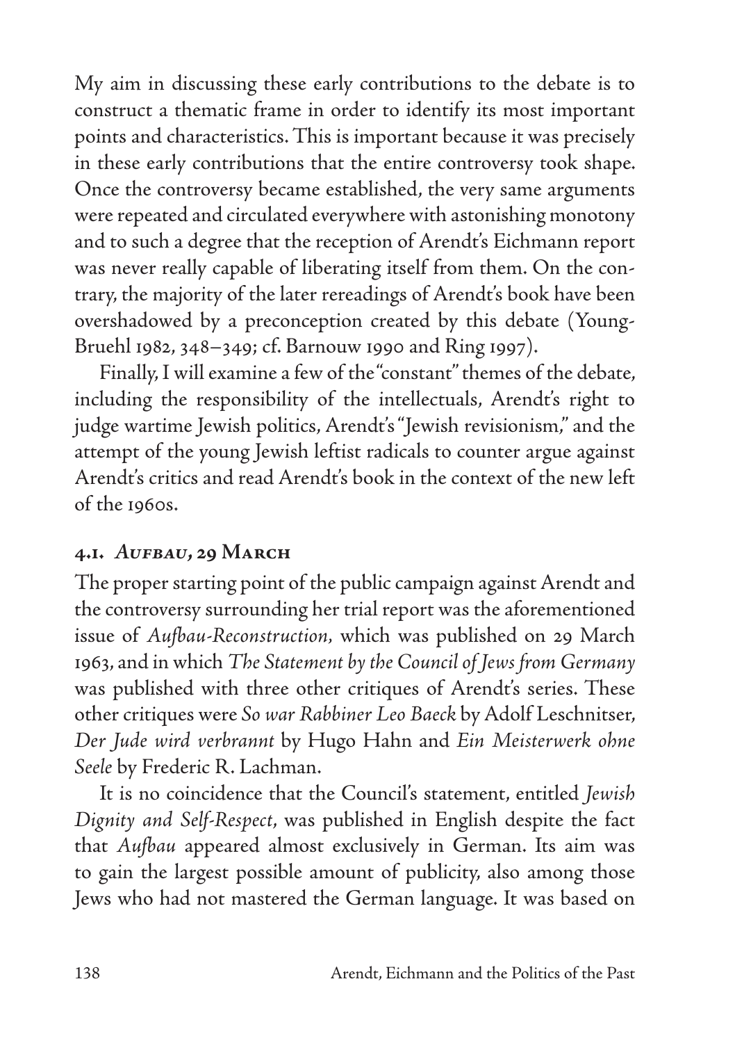My aim in discussing these early contributions to the debate is to construct a thematic frame in order to identify its most important points and characteristics. This is important because it was precisely in these early contributions that the entire controversy took shape. Once the controversy became established, the very same arguments were repeated and circulated everywhere with astonishing monotony and to such a degree that the reception of Arendt's Eichmann report was never really capable of liberating itself from them. On the contrary, the majority of the later rereadings of Arendt's book have been overshadowed by a preconception created by this debate (Young-Bruehl 1982, 348–349; cf. Barnouw 1990 and Ring 1997).

Finally, I will examine a few of the "constant" themes of the debate, including the responsibility of the intellectuals, Arendt's right to judge wartime Jewish politics, Arendt's "Jewish revisionism," and the attempt of the young Jewish leftist radicals to counter argue against Arendt's critics and read Arendt's book in the context of the new left of the 1960s.

### 4.1. *Aufbau*, 29 March

The proper starting point of the public campaign against Arendt and the controversy surrounding her trial report was the aforementioned issue of *Aufbau-Reconstruction,* which was published on 29 March 1963, and in which *The Statement by the Council of Jews from Germany* was published with three other critiques of Arendt's series. These other critiques were *So war Rabbiner Leo Baeck* by Adolf Leschnitser, *Der Jude wird verbrannt* by Hugo Hahn and *Ein Meisterwerk ohne Seele* by Frederic R. Lachman.

It is no coincidence that the Council's statement, entitled *Jewish Dignity and Self-Respect*, was published in English despite the fact that *Aufbau* appeared almost exclusively in German. Its aim was to gain the largest possible amount of publicity, also among those Jews who had not mastered the German language. It was based on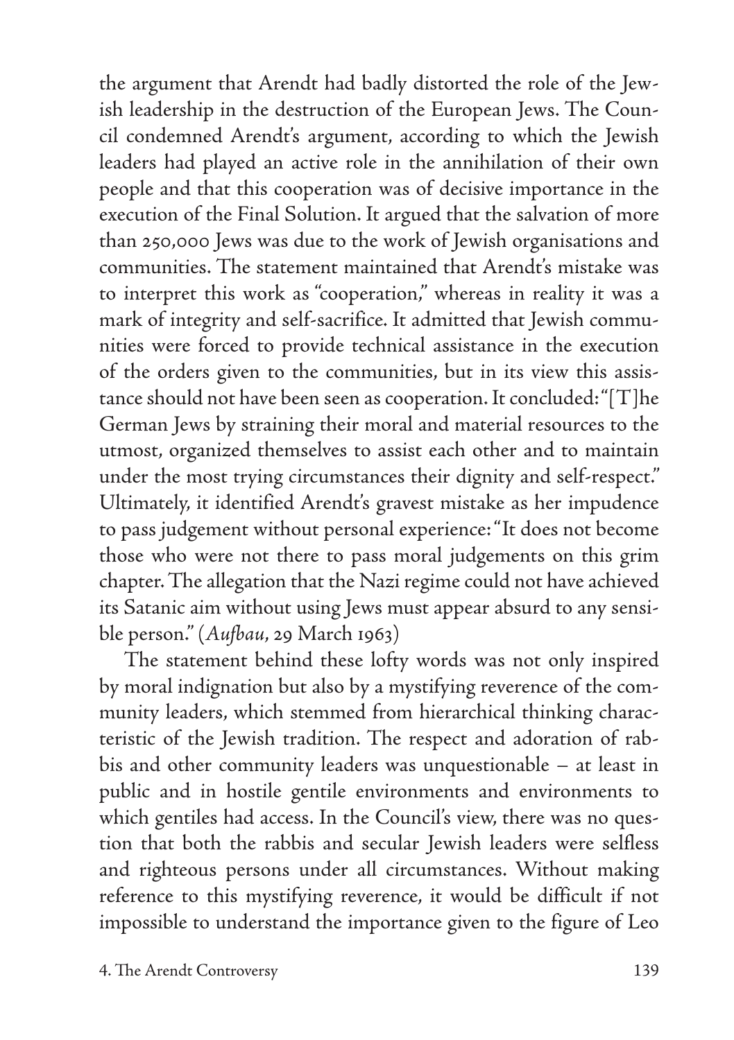the argument that Arendt had badly distorted the role of the Jewish leadership in the destruction of the European Jews. The Council condemned Arendt's argument, according to which the Jewish leaders had played an active role in the annihilation of their own people and that this cooperation was of decisive importance in the execution of the Final Solution. It argued that the salvation of more than 250,000 Jews was due to the work of Jewish organisations and communities. The statement maintained that Arendt's mistake was to interpret this work as "cooperation," whereas in reality it was a mark of integrity and self-sacrifice. It admitted that Jewish communities were forced to provide technical assistance in the execution of the orders given to the communities, but in its view this assistance should not have been seen as cooperation. It concluded: "[T]he German Jews by straining their moral and material resources to the utmost, organized themselves to assist each other and to maintain under the most trying circumstances their dignity and self-respect." Ultimately, it identified Arendt's gravest mistake as her impudence to pass judgement without personal experience: "It does not become those who were not there to pass moral judgements on this grim chapter. The allegation that the Nazi regime could not have achieved its Satanic aim without using Jews must appear absurd to any sensible person." (*Aufbau*, 29 March 1963)

The statement behind these lofty words was not only inspired by moral indignation but also by a mystifying reverence of the community leaders, which stemmed from hierarchical thinking characteristic of the Jewish tradition. The respect and adoration of rabbis and other community leaders was unquestionable – at least in public and in hostile gentile environments and environments to which gentiles had access. In the Council's view, there was no question that both the rabbis and secular Jewish leaders were selfless and righteous persons under all circumstances. Without making reference to this mystifying reverence, it would be difficult if not impossible to understand the importance given to the figure of Leo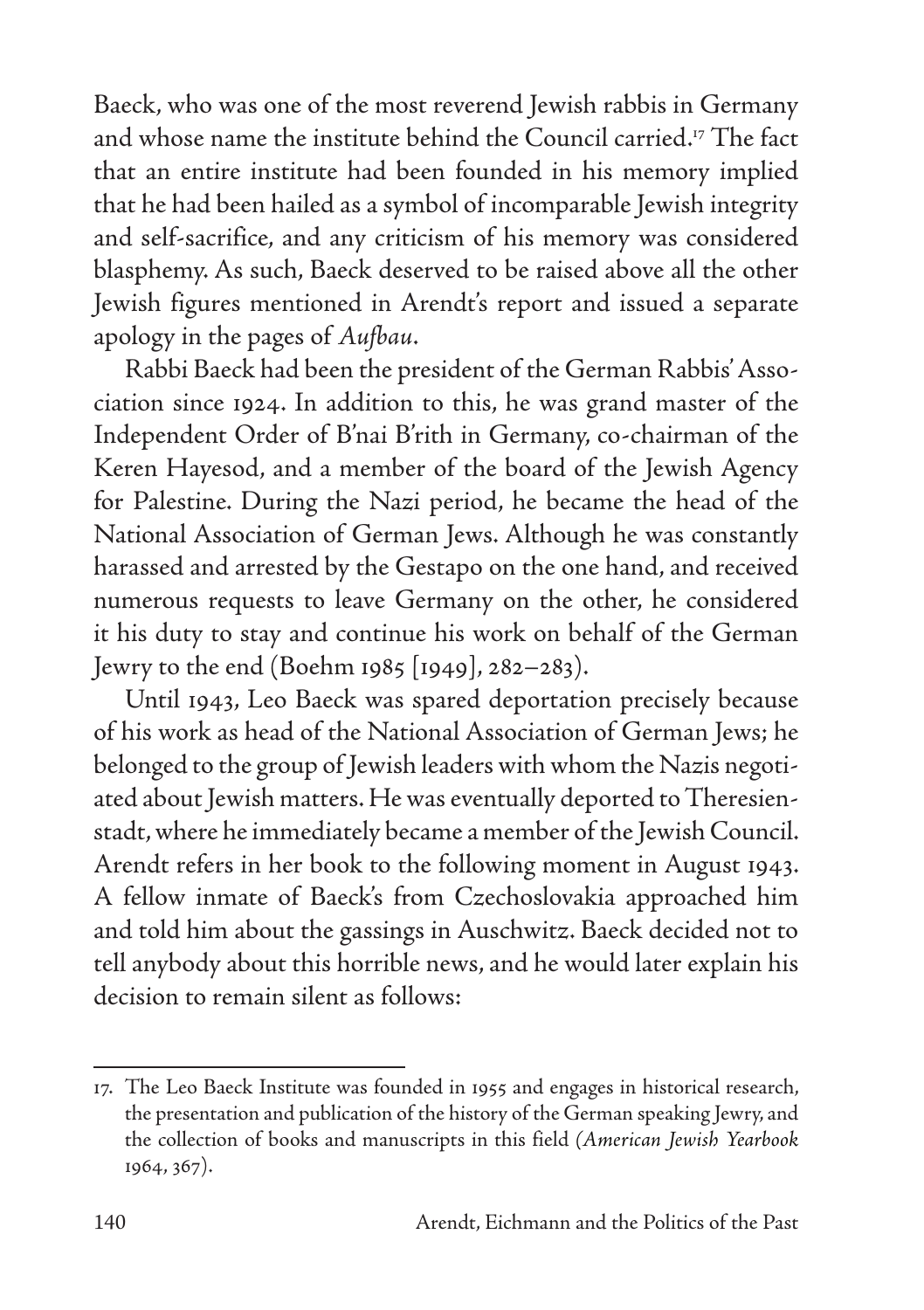Baeck, who was one of the most reverend Jewish rabbis in Germany and whose name the institute behind the Council carried.[17] The fact that an entire institute had been founded in his memory implied that he had been hailed as a symbol of incomparable Jewish integrity and self-sacrifice, and any criticism of his memory was considered blasphemy. As such, Baeck deserved to be raised above all the other Jewish figures mentioned in Arendt's report and issued a separate apology in the pages of *Aufbau*.

Rabbi Baeck had been the president of the German Rabbis' Association since 1924. In addition to this, he was grand master of the Independent Order of B'nai B'rith in Germany, co-chairman of the Keren Hayesod, and a member of the board of the Jewish Agency for Palestine. During the Nazi period, he became the head of the National Association of German Jews. Although he was constantly harassed and arrested by the Gestapo on the one hand, and received numerous requests to leave Germany on the other, he considered it his duty to stay and continue his work on behalf of the German Jewry to the end (Boehm 1985 [1949], 282–283).

Until 1943, Leo Baeck was spared deportation precisely because of his work as head of the National Association of German Jews; he belonged to the group of Jewish leaders with whom the Nazis negotiated about Jewish matters. He was eventually deported to Theresienstadt, where he immediately became a member of the Jewish Council. Arendt refers in her book to the following moment in August 1943. A fellow inmate of Baeck's from Czechoslovakia approached him and told him about the gassings in Auschwitz. Baeck decided not to tell anybody about this horrible news, and he would later explain his decision to remain silent as follows:

---

17. The Leo Baeck Institute was founded in 1955 and engages in historical research, the presentation and publication of the history of the German speaking Jewry, and the collection of books and manuscripts in this field (*American Jewish Yearbook* 1964, 367).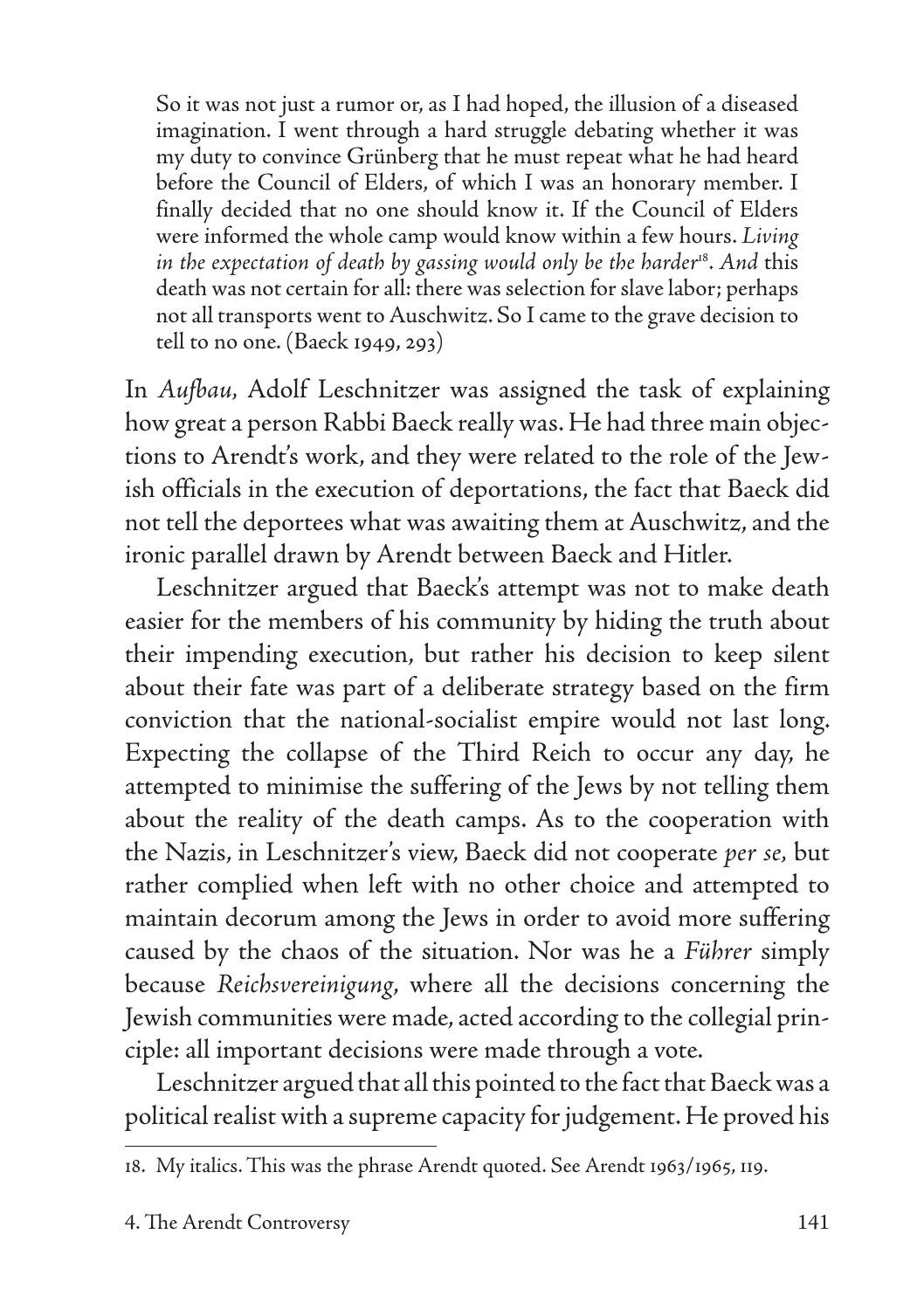> So it was not just a rumor or, as I had hoped, the illusion of a diseased imagination. I went through a hard struggle debating whether it was my duty to convince Grünberg that he must repeat what he had heard before the Council of Elders, of which I was an honorary member. I finally decided that no one should know it. If the Council of Elders were informed the whole camp would know within a few hours. *Living in the expectation of death by gassing would only be the harder*[18]. *And* this death was not certain for all: there was selection for slave labor; perhaps not all transports went to Auschwitz. So I came to the grave decision to tell to no one. (Baeck 1949, 293)

In *Aufbau*, Adolf Leschnitzer was assigned the task of explaining how great a person Rabbi Baeck really was. He had three main objections to Arendt's work, and they were related to the role of the Jewish officials in the execution of deportations, the fact that Baeck did not tell the deportees what was awaiting them at Auschwitz, and the ironic parallel drawn by Arendt between Baeck and Hitler.

Leschnitzer argued that Baeck's attempt was not to make death easier for the members of his community by hiding the truth about their impending execution, but rather his decision to keep silent about their fate was part of a deliberate strategy based on the firm conviction that the national-socialist empire would not last long. Expecting the collapse of the Third Reich to occur any day, he attempted to minimise the suffering of the Jews by not telling them about the reality of the death camps. As to the cooperation with the Nazis, in Leschnitzer's view, Baeck did not cooperate *per se*, but rather complied when left with no other choice and attempted to maintain decorum among the Jews in order to avoid more suffering caused by the chaos of the situation. Nor was he a *Führer* simply because *Reichsvereinigung*, where all the decisions concerning the Jewish communities were made, acted according to the collegial principle: all important decisions were made through a vote.

Leschnitzer argued that all this pointed to the fact that Baeck was a political realist with a supreme capacity for judgement. He proved his

18. My italics. This was the phrase Arendt quoted. See Arendt 1963/1965, 119.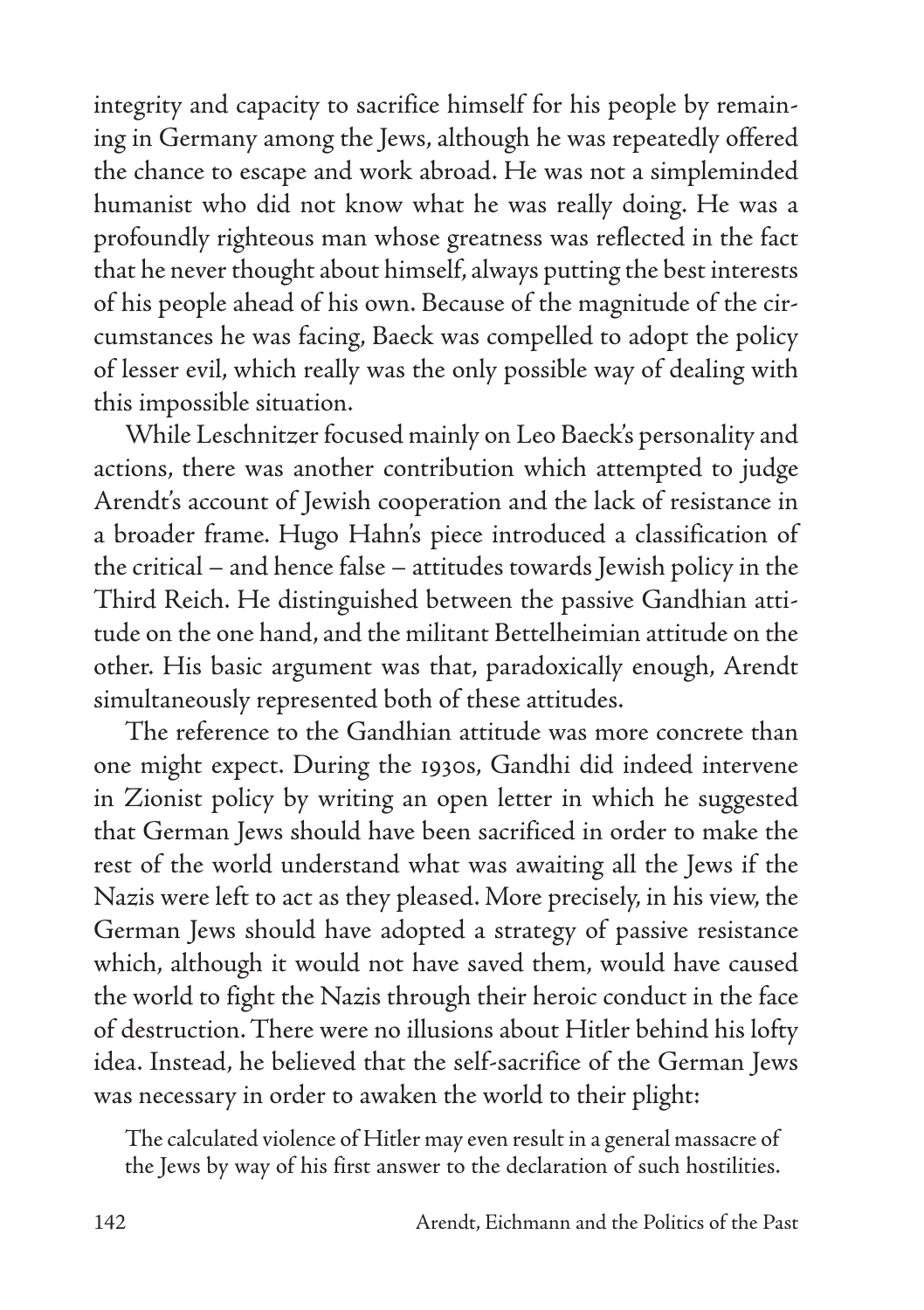integrity and capacity to sacrifice himself for his people by remaining in Germany among the Jews, although he was repeatedly offered the chance to escape and work abroad. He was not a simpleminded humanist who did not know what he was really doing. He was a profoundly righteous man whose greatness was reflected in the fact that he never thought about himself, always putting the best interests of his people ahead of his own. Because of the magnitude of the circumstances he was facing, Baeck was compelled to adopt the policy of lesser evil, which really was the only possible way of dealing with this impossible situation.

While Leschnitzer focused mainly on Leo Baeck's personality and actions, there was another contribution which attempted to judge Arendt's account of Jewish cooperation and the lack of resistance in a broader frame. Hugo Hahn's piece introduced a classification of the critical – and hence false – attitudes towards Jewish policy in the Third Reich. He distinguished between the passive Gandhian attitude on the one hand, and the militant Bettelheimian attitude on the other. His basic argument was that, paradoxically enough, Arendt simultaneously represented both of these attitudes.

The reference to the Gandhian attitude was more concrete than one might expect. During the 1930s, Gandhi did indeed intervene in Zionist policy by writing an open letter in which he suggested that German Jews should have been sacrificed in order to make the rest of the world understand what was awaiting all the Jews if the Nazis were left to act as they pleased. More precisely, in his view, the German Jews should have adopted a strategy of passive resistance which, although it would not have saved them, would have caused the world to fight the Nazis through their heroic conduct in the face of destruction. There were no illusions about Hitler behind his lofty idea. Instead, he believed that the self-sacrifice of the German Jews was necessary in order to awaken the world to their plight:

> The calculated violence of Hitler may even result in a general massacre of the Jews by way of his first answer to the declaration of such hostilities.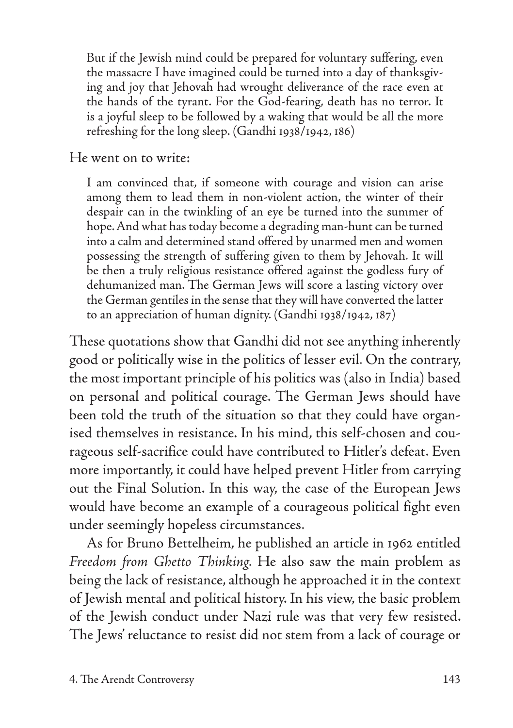> But if the Jewish mind could be prepared for voluntary suffering, even the massacre I have imagined could be turned into a day of thanksgiving and joy that Jehovah had wrought deliverance of the race even at the hands of the tyrant. For the God-fearing, death has no terror. It is a joyful sleep to be followed by a waking that would be all the more refreshing for the long sleep. (Gandhi 1938/1942, 186)

He went on to write:

> I am convinced that, if someone with courage and vision can arise among them to lead them in non-violent action, the winter of their despair can in the twinkling of an eye be turned into the summer of hope. And what has today become a degrading man-hunt can be turned into a calm and determined stand offered by unarmed men and women possessing the strength of suffering given to them by Jehovah. It will be then a truly religious resistance offered against the godless fury of dehumanized man. The German Jews will score a lasting victory over the German gentiles in the sense that they will have converted the latter to an appreciation of human dignity. (Gandhi 1938/1942, 187)

These quotations show that Gandhi did not see anything inherently good or politically wise in the politics of lesser evil. On the contrary, the most important principle of his politics was (also in India) based on personal and political courage. The German Jews should have been told the truth of the situation so that they could have organised themselves in resistance. In his mind, this self-chosen and courageous self-sacrifice could have contributed to Hitler's defeat. Even more importantly, it could have helped prevent Hitler from carrying out the Final Solution. In this way, the case of the European Jews would have become an example of a courageous political fight even under seemingly hopeless circumstances.

As for Bruno Bettelheim, he published an article in 1962 entitled *Freedom from Ghetto Thinking*. He also saw the main problem as being the lack of resistance, although he approached it in the context of Jewish mental and political history. In his view, the basic problem of the Jewish conduct under Nazi rule was that very few resisted. The Jews' reluctance to resist did not stem from a lack of courage or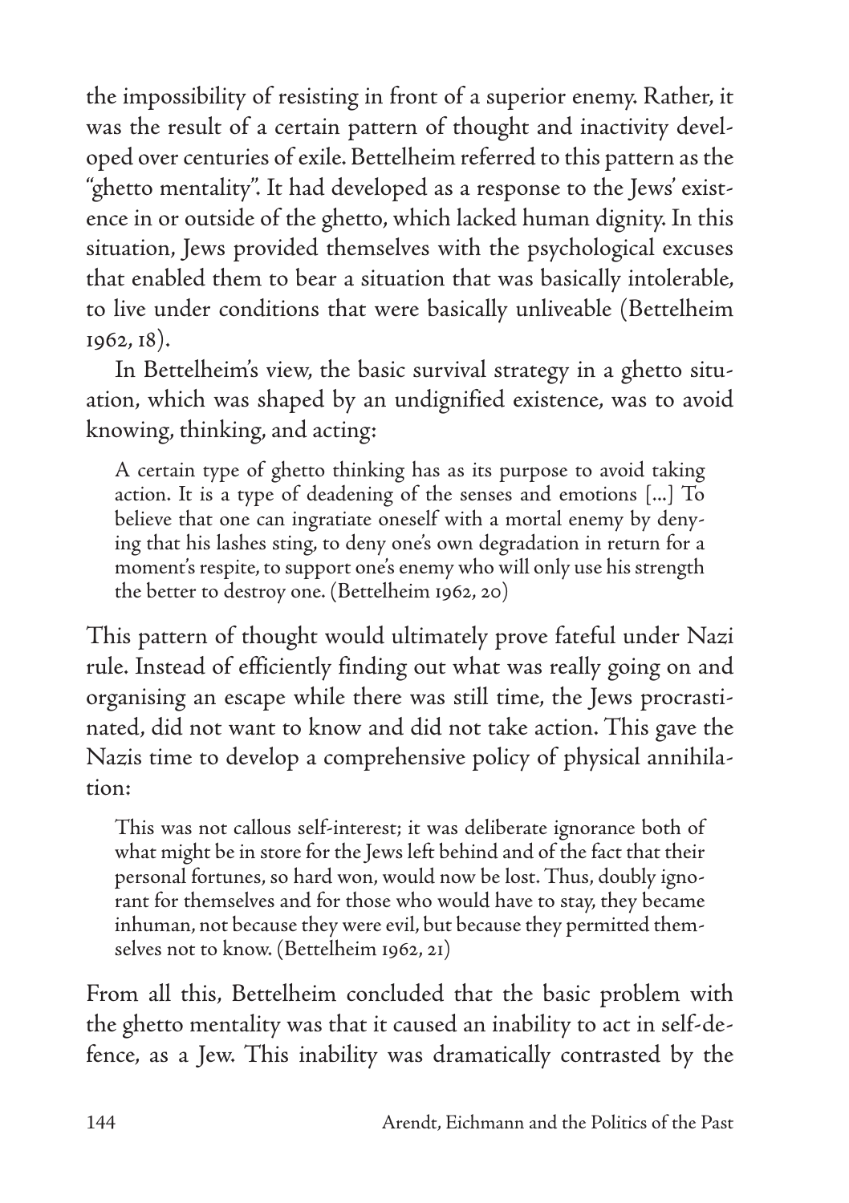the impossibility of resisting in front of a superior enemy. Rather, it was the result of a certain pattern of thought and inactivity developed over centuries of exile. Bettelheim referred to this pattern as the "ghetto mentality". It had developed as a response to the Jews' existence in or outside of the ghetto, which lacked human dignity. In this situation, Jews provided themselves with the psychological excuses that enabled them to bear a situation that was basically intolerable, to live under conditions that were basically unliveable (Bettelheim 1962, 18).

In Bettelheim's view, the basic survival strategy in a ghetto situation, which was shaped by an undignified existence, was to avoid knowing, thinking, and acting:

> A certain type of ghetto thinking has as its purpose to avoid taking action. It is a type of deadening of the senses and emotions [...] To believe that one can ingratiate oneself with a mortal enemy by denying that his lashes sting, to deny one's own degradation in return for a moment's respite, to support one's enemy who will only use his strength the better to destroy one. (Bettelheim 1962, 20)

This pattern of thought would ultimately prove fateful under Nazi rule. Instead of efficiently finding out what was really going on and organising an escape while there was still time, the Jews procrastinated, did not want to know and did not take action. This gave the Nazis time to develop a comprehensive policy of physical annihilation:

> This was not callous self-interest; it was deliberate ignorance both of what might be in store for the Jews left behind and of the fact that their personal fortunes, so hard won, would now be lost. Thus, doubly ignorant for themselves and for those who would have to stay, they became inhuman, not because they were evil, but because they permitted themselves not to know. (Bettelheim 1962, 21)

From all this, Bettelheim concluded that the basic problem with the ghetto mentality was that it caused an inability to act in self-defence, as a Jew. This inability was dramatically contrasted by the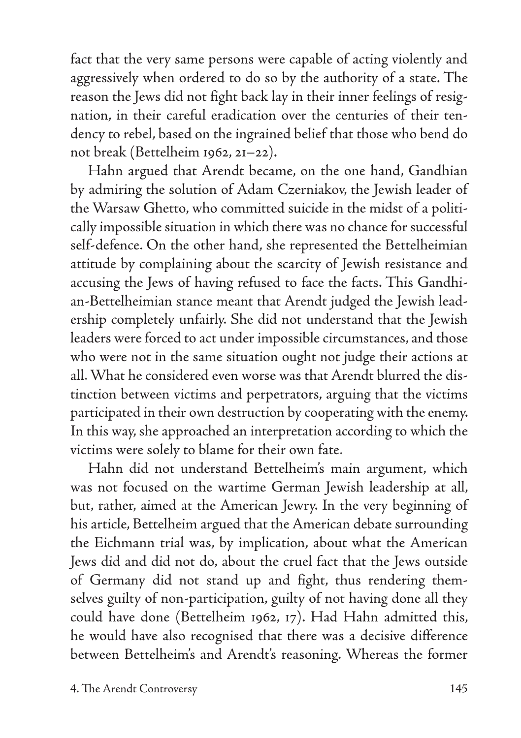fact that the very same persons were capable of acting violently and aggressively when ordered to do so by the authority of a state. The reason the Jews did not fight back lay in their inner feelings of resignation, in their careful eradication over the centuries of their tendency to rebel, based on the ingrained belief that those who bend do not break (Bettelheim 1962, 21–22).

Hahn argued that Arendt became, on the one hand, Gandhian by admiring the solution of Adam Czerniakov, the Jewish leader of the Warsaw Ghetto, who committed suicide in the midst of a politically impossible situation in which there was no chance for successful self-defence. On the other hand, she represented the Bettelheimian attitude by complaining about the scarcity of Jewish resistance and accusing the Jews of having refused to face the facts. This Gandhian-Bettelheimian stance meant that Arendt judged the Jewish leadership completely unfairly. She did not understand that the Jewish leaders were forced to act under impossible circumstances, and those who were not in the same situation ought not judge their actions at all. What he considered even worse was that Arendt blurred the distinction between victims and perpetrators, arguing that the victims participated in their own destruction by cooperating with the enemy. In this way, she approached an interpretation according to which the victims were solely to blame for their own fate.

Hahn did not understand Bettelheim's main argument, which was not focused on the wartime German Jewish leadership at all, but, rather, aimed at the American Jewry. In the very beginning of his article, Bettelheim argued that the American debate surrounding the Eichmann trial was, by implication, about what the American Jews did and did not do, about the cruel fact that the Jews outside of Germany did not stand up and fight, thus rendering themselves guilty of non-participation, guilty of not having done all they could have done (Bettelheim 1962, 17). Had Hahn admitted this, he would have also recognised that there was a decisive difference between Bettelheim's and Arendt's reasoning. Whereas the former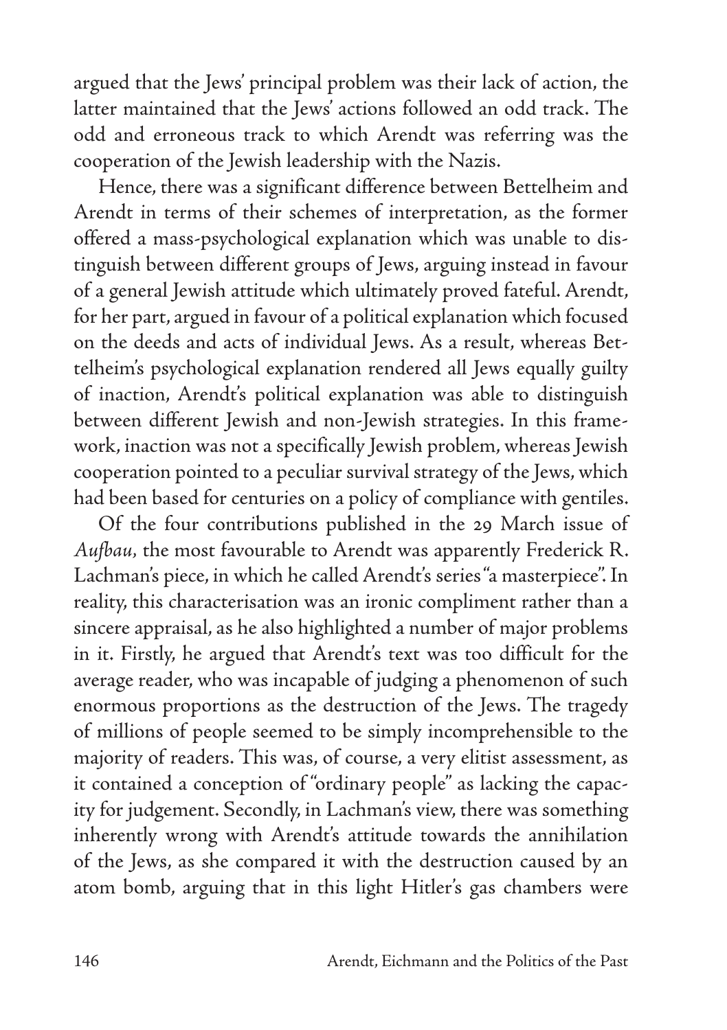argued that the Jews' principal problem was their lack of action, the latter maintained that the Jews' actions followed an odd track. The odd and erroneous track to which Arendt was referring was the cooperation of the Jewish leadership with the Nazis.

Hence, there was a significant difference between Bettelheim and Arendt in terms of their schemes of interpretation, as the former offered a mass-psychological explanation which was unable to distinguish between different groups of Jews, arguing instead in favour of a general Jewish attitude which ultimately proved fateful. Arendt, for her part, argued in favour of a political explanation which focused on the deeds and acts of individual Jews. As a result, whereas Bettelheim's psychological explanation rendered all Jews equally guilty of inaction, Arendt's political explanation was able to distinguish between different Jewish and non-Jewish strategies. In this framework, inaction was not a specifically Jewish problem, whereas Jewish cooperation pointed to a peculiar survival strategy of the Jews, which had been based for centuries on a policy of compliance with gentiles.

Of the four contributions published in the 29 March issue of *Aufbau,* the most favourable to Arendt was apparently Frederick R. Lachman's piece, in which he called Arendt's series "a masterpiece". In reality, this characterisation was an ironic compliment rather than a sincere appraisal, as he also highlighted a number of major problems in it. Firstly, he argued that Arendt's text was too difficult for the average reader, who was incapable of judging a phenomenon of such enormous proportions as the destruction of the Jews. The tragedy of millions of people seemed to be simply incomprehensible to the majority of readers. This was, of course, a very elitist assessment, as it contained a conception of "ordinary people" as lacking the capacity for judgement. Secondly, in Lachman's view, there was something inherently wrong with Arendt's attitude towards the annihilation of the Jews, as she compared it with the destruction caused by an atom bomb, arguing that in this light Hitler's gas chambers were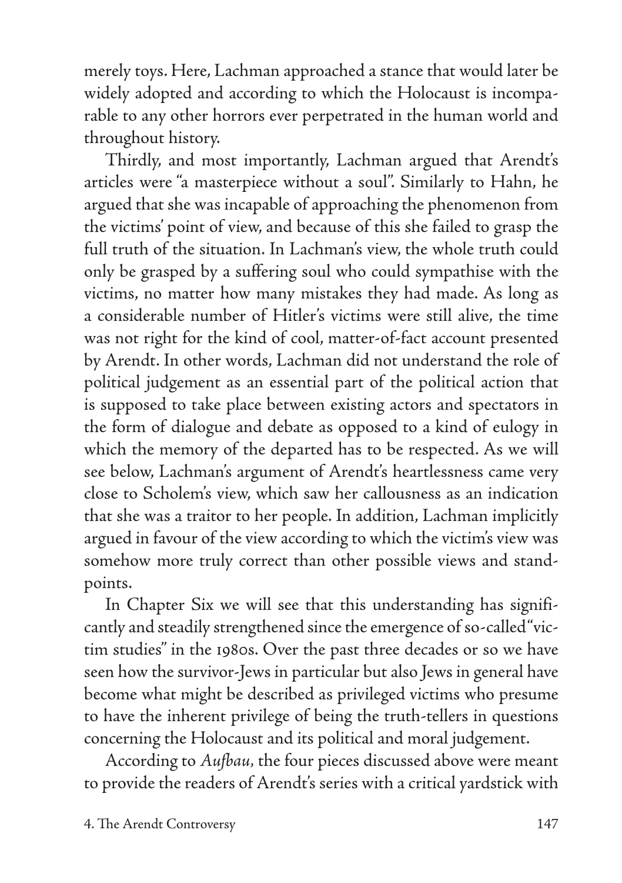merely toys. Here, Lachman approached a stance that would later be widely adopted and according to which the Holocaust is incomparable to any other horrors ever perpetrated in the human world and throughout history.

Thirdly, and most importantly, Lachman argued that Arendt's articles were "a masterpiece without a soul". Similarly to Hahn, he argued that she was incapable of approaching the phenomenon from the victims' point of view, and because of this she failed to grasp the full truth of the situation. In Lachman's view, the whole truth could only be grasped by a suffering soul who could sympathise with the victims, no matter how many mistakes they had made. As long as a considerable number of Hitler's victims were still alive, the time was not right for the kind of cool, matter-of-fact account presented by Arendt. In other words, Lachman did not understand the role of political judgement as an essential part of the political action that is supposed to take place between existing actors and spectators in the form of dialogue and debate as opposed to a kind of eulogy in which the memory of the departed has to be respected. As we will see below, Lachman's argument of Arendt's heartlessness came very close to Scholem's view, which saw her callousness as an indication that she was a traitor to her people. In addition, Lachman implicitly argued in favour of the view according to which the victim's view was somehow more truly correct than other possible views and standpoints.

In Chapter Six we will see that this understanding has significantly and steadily strengthened since the emergence of so-called "victim studies" in the 1980s. Over the past three decades or so we have seen how the survivor-Jews in particular but also Jews in general have become what might be described as privileged victims who presume to have the inherent privilege of being the truth-tellers in questions concerning the Holocaust and its political and moral judgement.

According to *Aufbau*, the four pieces discussed above were meant to provide the readers of Arendt's series with a critical yardstick with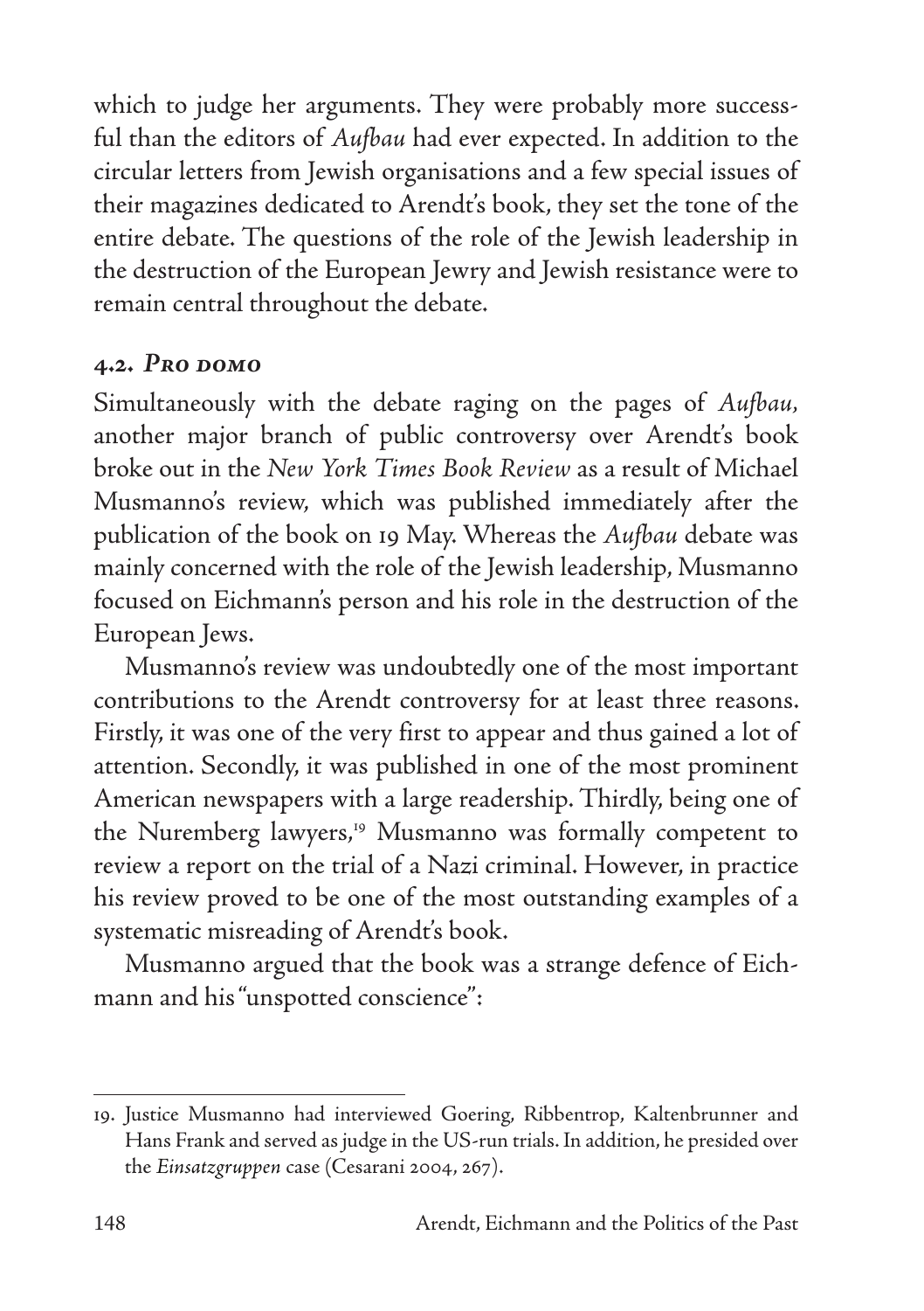which to judge her arguments. They were probably more successful than the editors of *Aufbau* had ever expected. In addition to the circular letters from Jewish organisations and a few special issues of their magazines dedicated to Arendt's book, they set the tone of the entire debate. The questions of the role of the Jewish leadership in the destruction of the European Jewry and Jewish resistance were to remain central throughout the debate.

### 4.2. *Pro domo*

Simultaneously with the debate raging on the pages of *Aufbau*, another major branch of public controversy over Arendt's book broke out in the *New York Times Book Review* as a result of Michael Musmanno's review, which was published immediately after the publication of the book on 19 May. Whereas the *Aufbau* debate was mainly concerned with the role of the Jewish leadership, Musmanno focused on Eichmann's person and his role in the destruction of the European Jews.

Musmanno's review was undoubtedly one of the most important contributions to the Arendt controversy for at least three reasons. Firstly, it was one of the very first to appear and thus gained a lot of attention. Secondly, it was published in one of the most prominent American newspapers with a large readership. Thirdly, being one of the Nuremberg lawyers,[19] Musmanno was formally competent to review a report on the trial of a Nazi criminal. However, in practice his review proved to be one of the most outstanding examples of a systematic misreading of Arendt's book.

Musmanno argued that the book was a strange defence of Eichmann and his "unspotted conscience":

19. Justice Musmanno had interviewed Goering, Ribbentrop, Kaltenbrunner and Hans Frank and served as judge in the US-run trials. In addition, he presided over the *Einsatzgruppen* case (Cesarani 2004, 267).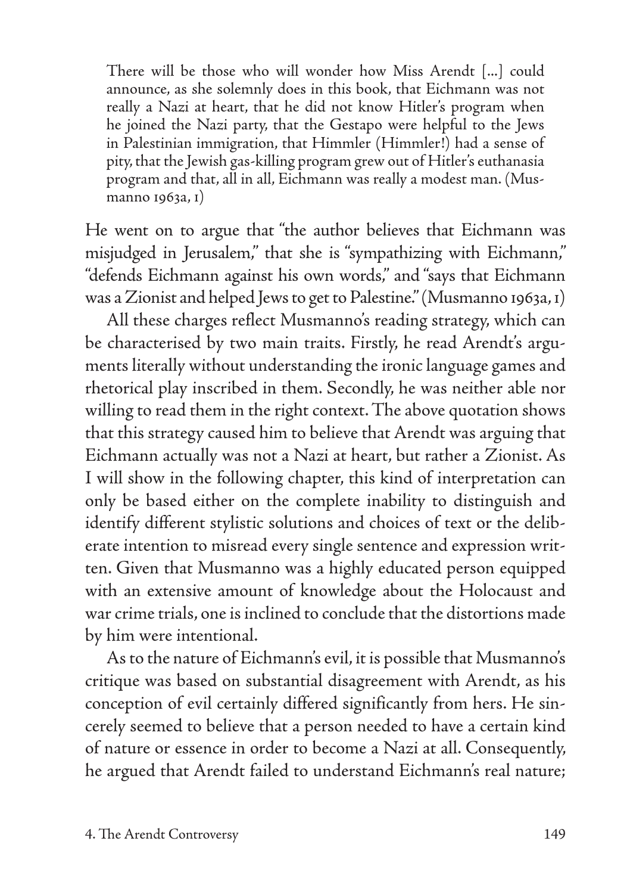> There will be those who will wonder how Miss Arendt [...] could announce, as she solemnly does in this book, that Eichmann was not really a Nazi at heart, that he did not know Hitler's program when he joined the Nazi party, that the Gestapo were helpful to the Jews in Palestinian immigration, that Himmler (Himmler!) had a sense of pity, that the Jewish gas-killing program grew out of Hitler's euthanasia program and that, all in all, Eichmann was really a modest man. (Musmanno 1963a, 1)

He went on to argue that "the author believes that Eichmann was misjudged in Jerusalem," that she is "sympathizing with Eichmann," "defends Eichmann against his own words," and "says that Eichmann was a Zionist and helped Jews to get to Palestine." (Musmanno 1963a, 1)

All these charges reflect Musmanno's reading strategy, which can be characterised by two main traits. Firstly, he read Arendt's arguments literally without understanding the ironic language games and rhetorical play inscribed in them. Secondly, he was neither able nor willing to read them in the right context. The above quotation shows that this strategy caused him to believe that Arendt was arguing that Eichmann actually was not a Nazi at heart, but rather a Zionist. As I will show in the following chapter, this kind of interpretation can only be based either on the complete inability to distinguish and identify different stylistic solutions and choices of text or the deliberate intention to misread every single sentence and expression written. Given that Musmanno was a highly educated person equipped with an extensive amount of knowledge about the Holocaust and war crime trials, one is inclined to conclude that the distortions made by him were intentional.

As to the nature of Eichmann's evil, it is possible that Musmanno's critique was based on substantial disagreement with Arendt, as his conception of evil certainly differed significantly from hers. He sincerely seemed to believe that a person needed to have a certain kind of nature or essence in order to become a Nazi at all. Consequently, he argued that Arendt failed to understand Eichmann's real nature;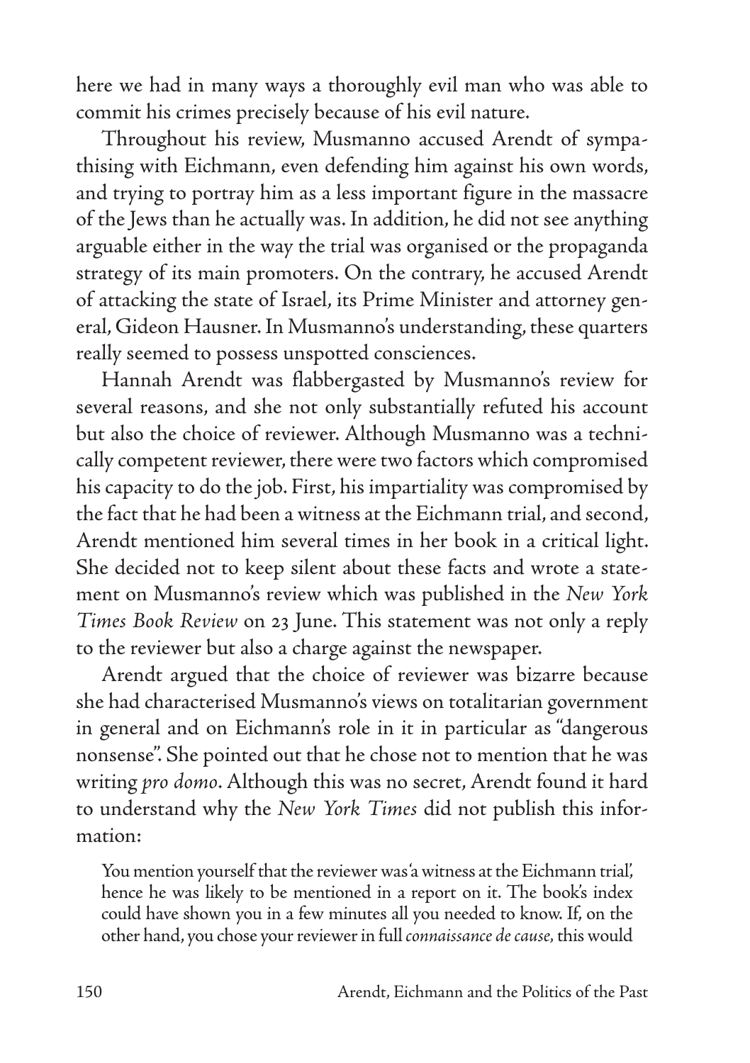here we had in many ways a thoroughly evil man who was able to commit his crimes precisely because of his evil nature.

Throughout his review, Musmanno accused Arendt of sympathising with Eichmann, even defending him against his own words, and trying to portray him as a less important figure in the massacre of the Jews than he actually was. In addition, he did not see anything arguable either in the way the trial was organised or the propaganda strategy of its main promoters. On the contrary, he accused Arendt of attacking the state of Israel, its Prime Minister and attorney general, Gideon Hausner. In Musmanno's understanding, these quarters really seemed to possess unspotted consciences.

Hannah Arendt was flabbergasted by Musmanno's review for several reasons, and she not only substantially refuted his account but also the choice of reviewer. Although Musmanno was a technically competent reviewer, there were two factors which compromised his capacity to do the job. First, his impartiality was compromised by the fact that he had been a witness at the Eichmann trial, and second, Arendt mentioned him several times in her book in a critical light. She decided not to keep silent about these facts and wrote a statement on Musmanno's review which was published in the *New York Times Book Review* on 23 June. This statement was not only a reply to the reviewer but also a charge against the newspaper.

Arendt argued that the choice of reviewer was bizarre because she had characterised Musmanno's views on totalitarian government in general and on Eichmann's role in it in particular as "dangerous nonsense". She pointed out that he chose not to mention that he was writing *pro domo*. Although this was no secret, Arendt found it hard to understand why the *New York Times* did not publish this information:

> You mention yourself that the reviewer was 'a witness at the Eichmann trial', hence he was likely to be mentioned in a report on it. The book's index could have shown you in a few minutes all you needed to know. If, on the other hand, you chose your reviewer in full *connaissance de cause*, this would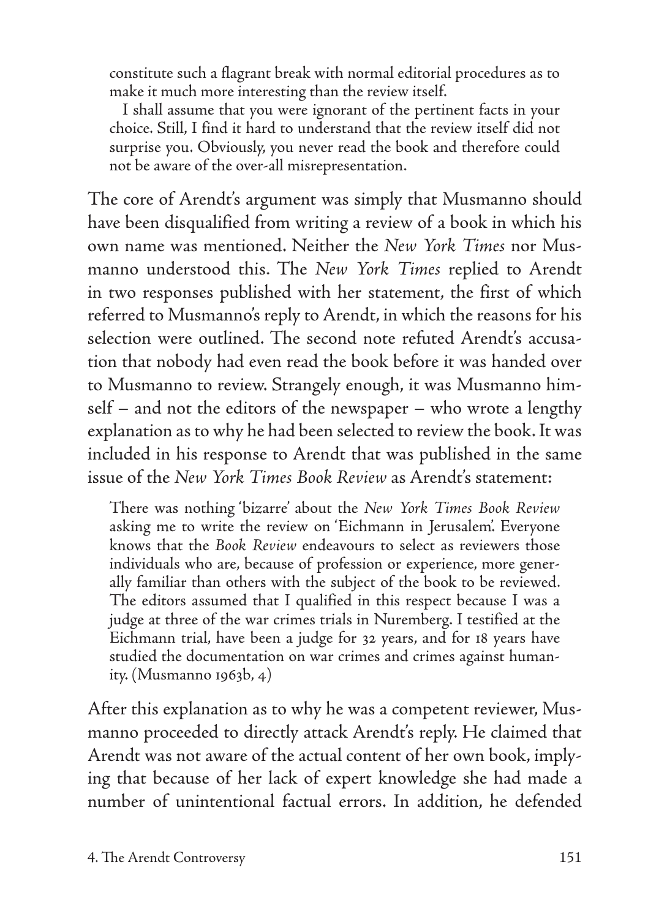> constitute such a flagrant break with normal editorial procedures as to make it much more interesting than the review itself.
>
> I shall assume that you were ignorant of the pertinent facts in your choice. Still, I find it hard to understand that the review itself did not surprise you. Obviously, you never read the book and therefore could not be aware of the over-all misrepresentation.

The core of Arendt's argument was simply that Musmanno should have been disqualified from writing a review of a book in which his own name was mentioned. Neither the *New York Times* nor Musmanno understood this. The *New York Times* replied to Arendt in two responses published with her statement, the first of which referred to Musmanno's reply to Arendt, in which the reasons for his selection were outlined. The second note refuted Arendt's accusation that nobody had even read the book before it was handed over to Musmanno to review. Strangely enough, it was Musmanno himself – and not the editors of the newspaper – who wrote a lengthy explanation as to why he had been selected to review the book. It was included in his response to Arendt that was published in the same issue of the *New York Times Book Review* as Arendt's statement:

> There was nothing 'bizarre' about the *New York Times Book Review* asking me to write the review on 'Eichmann in Jerusalem'. Everyone knows that the *Book Review* endeavours to select as reviewers those individuals who are, because of profession or experience, more generally familiar than others with the subject of the book to be reviewed. The editors assumed that I qualified in this respect because I was a judge at three of the war crimes trials in Nuremberg. I testified at the Eichmann trial, have been a judge for 32 years, and for 18 years have studied the documentation on war crimes and crimes against humanity. (Musmanno 1963b, 4)

After this explanation as to why he was a competent reviewer, Musmanno proceeded to directly attack Arendt's reply. He claimed that Arendt was not aware of the actual content of her own book, implying that because of her lack of expert knowledge she had made a number of unintentional factual errors. In addition, he defended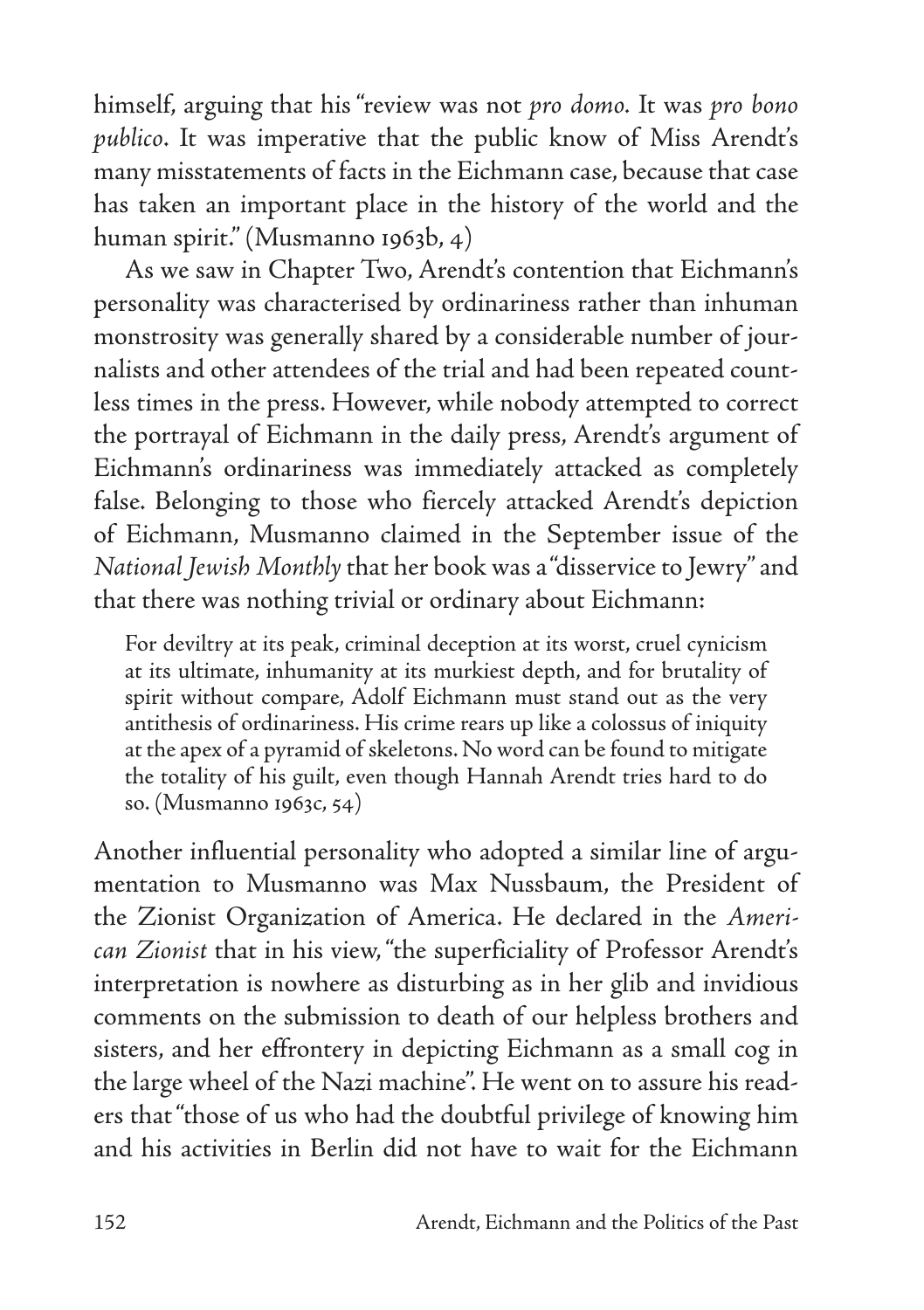himself, arguing that his "review was not *pro domo*. It was *pro bono publico*. It was imperative that the public know of Miss Arendt's many misstatements of facts in the Eichmann case, because that case has taken an important place in the history of the world and the human spirit." (Musmanno 1963b, 4)

As we saw in Chapter Two, Arendt's contention that Eichmann's personality was characterised by ordinariness rather than inhuman monstrosity was generally shared by a considerable number of journalists and other attendees of the trial and had been repeated countless times in the press. However, while nobody attempted to correct the portrayal of Eichmann in the daily press, Arendt's argument of Eichmann's ordinariness was immediately attacked as completely false. Belonging to those who fiercely attacked Arendt's depiction of Eichmann, Musmanno claimed in the September issue of the *National Jewish Monthly* that her book was a "disservice to Jewry" and that there was nothing trivial or ordinary about Eichmann:

> For deviltry at its peak, criminal deception at its worst, cruel cynicism at its ultimate, inhumanity at its murkiest depth, and for brutality of spirit without compare, Adolf Eichmann must stand out as the very antithesis of ordinariness. His crime rears up like a colossus of iniquity at the apex of a pyramid of skeletons. No word can be found to mitigate the totality of his guilt, even though Hannah Arendt tries hard to do so. (Musmanno 1963c, 54)

Another influential personality who adopted a similar line of argumentation to Musmanno was Max Nussbaum, the President of the Zionist Organization of America. He declared in the *American Zionist* that in his view, "the superficiality of Professor Arendt's interpretation is nowhere as disturbing as in her glib and invidious comments on the submission to death of our helpless brothers and sisters, and her effrontery in depicting Eichmann as a small cog in the large wheel of the Nazi machine". He went on to assure his readers that "those of us who had the doubtful privilege of knowing him and his activities in Berlin did not have to wait for the Eichmann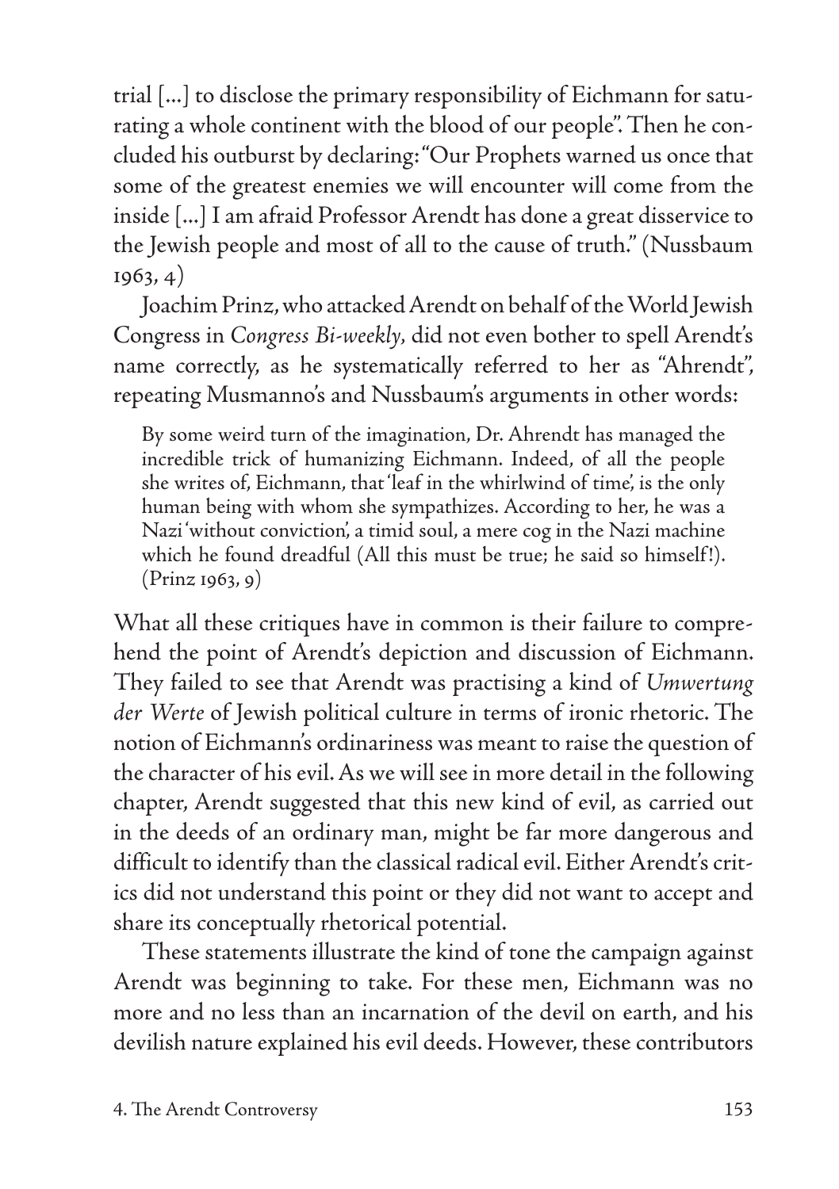trial [...] to disclose the primary responsibility of Eichmann for saturating a whole continent with the blood of our people". Then he concluded his outburst by declaring: "Our Prophets warned us once that some of the greatest enemies we will encounter will come from the inside [...] I am afraid Professor Arendt has done a great disservice to the Jewish people and most of all to the cause of truth." (Nussbaum 1963, 4)

Joachim Prinz, who attacked Arendt on behalf of the World Jewish Congress in *Congress Bi-weekly*, did not even bother to spell Arendt's name correctly, as he systematically referred to her as "Ahrendt", repeating Musmanno's and Nussbaum's arguments in other words:

> By some weird turn of the imagination, Dr. Ahrendt has managed the incredible trick of humanizing Eichmann. Indeed, of all the people she writes of, Eichmann, that 'leaf in the whirlwind of time', is the only human being with whom she sympathizes. According to her, he was a Nazi 'without conviction', a timid soul, a mere cog in the Nazi machine which he found dreadful (All this must be true; he said so himself!). (Prinz 1963, 9)

What all these critiques have in common is their failure to comprehend the point of Arendt's depiction and discussion of Eichmann. They failed to see that Arendt was practising a kind of *Umwertung der Werte* of Jewish political culture in terms of ironic rhetoric. The notion of Eichmann's ordinariness was meant to raise the question of the character of his evil. As we will see in more detail in the following chapter, Arendt suggested that this new kind of evil, as carried out in the deeds of an ordinary man, might be far more dangerous and difficult to identify than the classical radical evil. Either Arendt's critics did not understand this point or they did not want to accept and share its conceptually rhetorical potential.

These statements illustrate the kind of tone the campaign against Arendt was beginning to take. For these men, Eichmann was no more and no less than an incarnation of the devil on earth, and his devilish nature explained his evil deeds. However, these contributors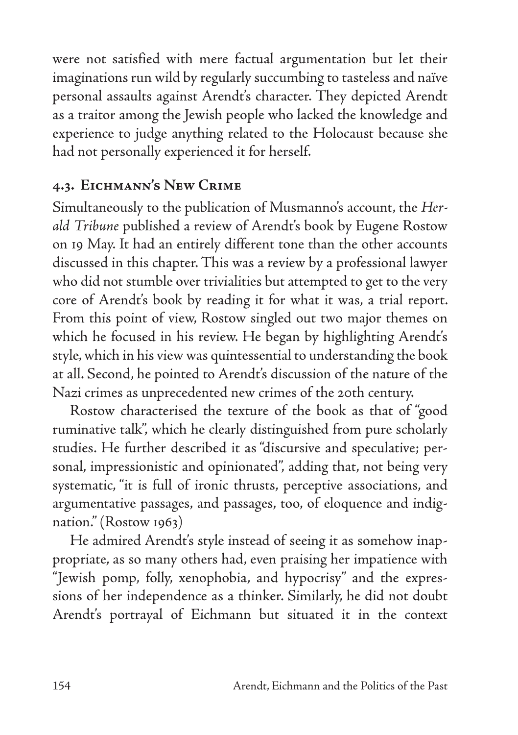were not satisfied with mere factual argumentation but let their imaginations run wild by regularly succumbing to tasteless and naïve personal assaults against Arendt's character. They depicted Arendt as a traitor among the Jewish people who lacked the knowledge and experience to judge anything related to the Holocaust because she had not personally experienced it for herself.

### 4.3. Eichmann's New Crime

Simultaneously to the publication of Musmanno's account, the *Herald Tribune* published a review of Arendt's book by Eugene Rostow on 19 May. It had an entirely different tone than the other accounts discussed in this chapter. This was a review by a professional lawyer who did not stumble over trivialities but attempted to get to the very core of Arendt's book by reading it for what it was, a trial report. From this point of view, Rostow singled out two major themes on which he focused in his review. He began by highlighting Arendt's style, which in his view was quintessential to understanding the book at all. Second, he pointed to Arendt's discussion of the nature of the Nazi crimes as unprecedented new crimes of the 20th century.

Rostow characterised the texture of the book as that of "good ruminative talk", which he clearly distinguished from pure scholarly studies. He further described it as "discursive and speculative; personal, impressionistic and opinionated", adding that, not being very systematic, "it is full of ironic thrusts, perceptive associations, and argumentative passages, and passages, too, of eloquence and indignation." (Rostow 1963)

He admired Arendt's style instead of seeing it as somehow inappropriate, as so many others had, even praising her impatience with "Jewish pomp, folly, xenophobia, and hypocrisy" and the expressions of her independence as a thinker. Similarly, he did not doubt Arendt's portrayal of Eichmann but situated it in the context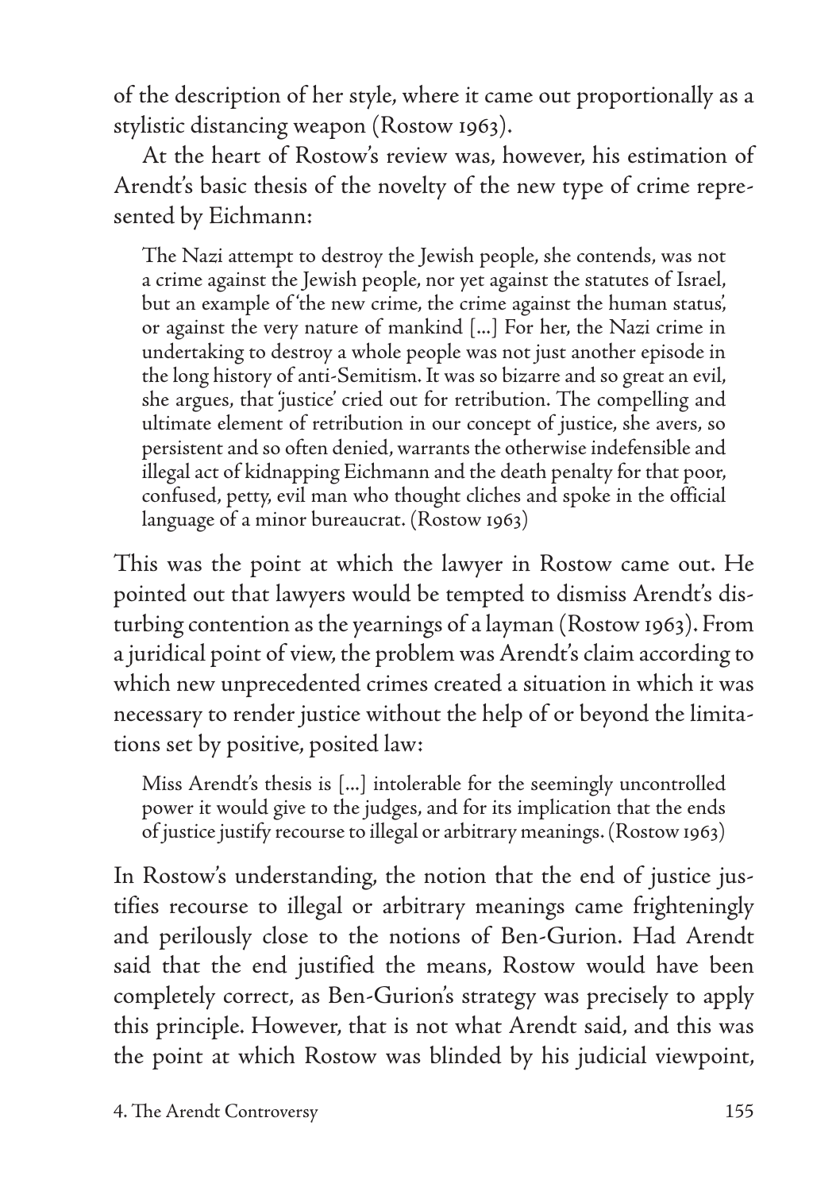of the description of her style, where it came out proportionally as a stylistic distancing weapon (Rostow 1963).

At the heart of Rostow's review was, however, his estimation of Arendt's basic thesis of the novelty of the new type of crime represented by Eichmann:

> The Nazi attempt to destroy the Jewish people, she contends, was not a crime against the Jewish people, nor yet against the statutes of Israel, but an example of 'the new crime, the crime against the human status', or against the very nature of mankind [...] For her, the Nazi crime in undertaking to destroy a whole people was not just another episode in the long history of anti-Semitism. It was so bizarre and so great an evil, she argues, that 'justice' cried out for retribution. The compelling and ultimate element of retribution in our concept of justice, she avers, so persistent and so often denied, warrants the otherwise indefensible and illegal act of kidnapping Eichmann and the death penalty for that poor, confused, petty, evil man who thought cliches and spoke in the official language of a minor bureaucrat. (Rostow 1963)

This was the point at which the lawyer in Rostow came out. He pointed out that lawyers would be tempted to dismiss Arendt's disturbing contention as the yearnings of a layman (Rostow 1963). From a juridical point of view, the problem was Arendt's claim according to which new unprecedented crimes created a situation in which it was necessary to render justice without the help of or beyond the limitations set by positive, posited law:

> Miss Arendt's thesis is [...] intolerable for the seemingly uncontrolled power it would give to the judges, and for its implication that the ends of justice justify recourse to illegal or arbitrary meanings. (Rostow 1963)

In Rostow's understanding, the notion that the end of justice justifies recourse to illegal or arbitrary meanings came frighteningly and perilously close to the notions of Ben-Gurion. Had Arendt said that the end justified the means, Rostow would have been completely correct, as Ben-Gurion's strategy was precisely to apply this principle. However, that is not what Arendt said, and this was the point at which Rostow was blinded by his judicial viewpoint,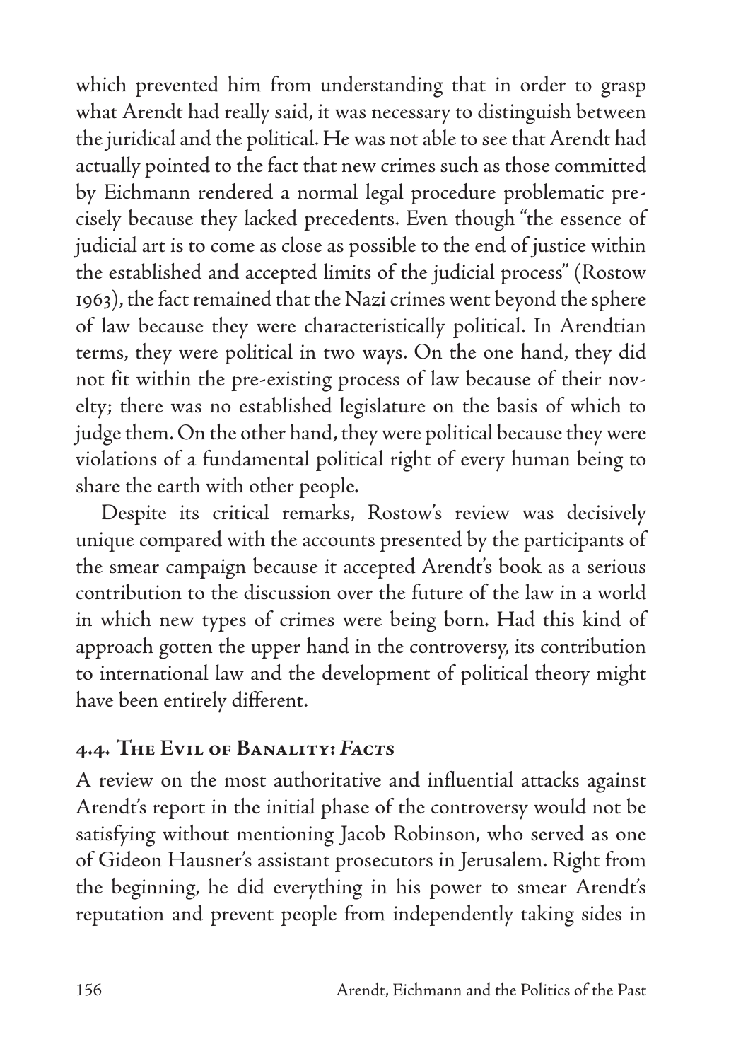which prevented him from understanding that in order to grasp what Arendt had really said, it was necessary to distinguish between the juridical and the political. He was not able to see that Arendt had actually pointed to the fact that new crimes such as those committed by Eichmann rendered a normal legal procedure problematic precisely because they lacked precedents. Even though "the essence of judicial art is to come as close as possible to the end of justice within the established and accepted limits of the judicial process" (Rostow 1963), the fact remained that the Nazi crimes went beyond the sphere of law because they were characteristically political. In Arendtian terms, they were political in two ways. On the one hand, they did not fit within the pre-existing process of law because of their novelty; there was no established legislature on the basis of which to judge them. On the other hand, they were political because they were violations of a fundamental political right of every human being to share the earth with other people.

Despite its critical remarks, Rostow's review was decisively unique compared with the accounts presented by the participants of the smear campaign because it accepted Arendt's book as a serious contribution to the discussion over the future of the law in a world in which new types of crimes were being born. Had this kind of approach gotten the upper hand in the controversy, its contribution to international law and the development of political theory might have been entirely different.

### 4.4. The Evil of Banality: *Facts*

A review on the most authoritative and influential attacks against Arendt's report in the initial phase of the controversy would not be satisfying without mentioning Jacob Robinson, who served as one of Gideon Hausner's assistant prosecutors in Jerusalem. Right from the beginning, he did everything in his power to smear Arendt's reputation and prevent people from independently taking sides in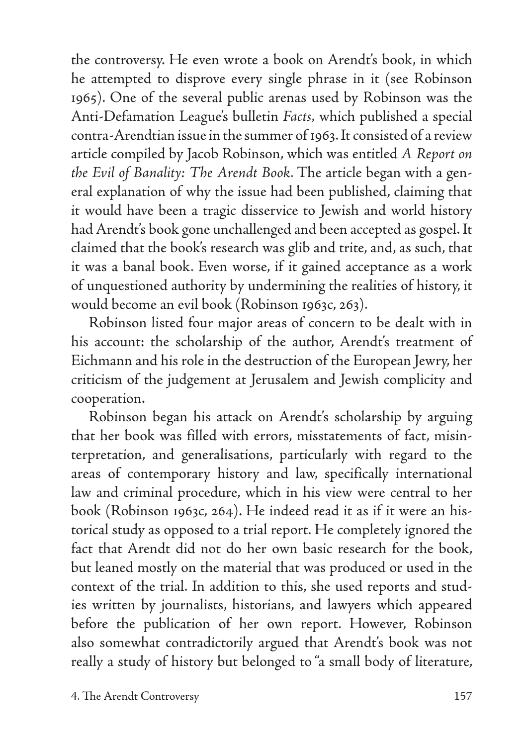the controversy. He even wrote a book on Arendt's book, in which he attempted to disprove every single phrase in it (see Robinson 1965). One of the several public arenas used by Robinson was the Anti-Defamation League's bulletin *Facts*, which published a special contra-Arendtian issue in the summer of 1963. It consisted of a review article compiled by Jacob Robinson, which was entitled *A Report on the Evil of Banality: The Arendt Book*. The article began with a general explanation of why the issue had been published, claiming that it would have been a tragic disservice to Jewish and world history had Arendt's book gone unchallenged and been accepted as gospel. It claimed that the book's research was glib and trite, and, as such, that it was a banal book. Even worse, if it gained acceptance as a work of unquestioned authority by undermining the realities of history, it would become an evil book (Robinson 1963c, 263).

Robinson listed four major areas of concern to be dealt with in his account: the scholarship of the author, Arendt's treatment of Eichmann and his role in the destruction of the European Jewry, her criticism of the judgement at Jerusalem and Jewish complicity and cooperation.

Robinson began his attack on Arendt's scholarship by arguing that her book was filled with errors, misstatements of fact, misinterpretation, and generalisations, particularly with regard to the areas of contemporary history and law, specifically international law and criminal procedure, which in his view were central to her book (Robinson 1963c, 264). He indeed read it as if it were an historical study as opposed to a trial report. He completely ignored the fact that Arendt did not do her own basic research for the book, but leaned mostly on the material that was produced or used in the context of the trial. In addition to this, she used reports and studies written by journalists, historians, and lawyers which appeared before the publication of her own report. However, Robinson also somewhat contradictorily argued that Arendt's book was not really a study of history but belonged to "a small body of literature,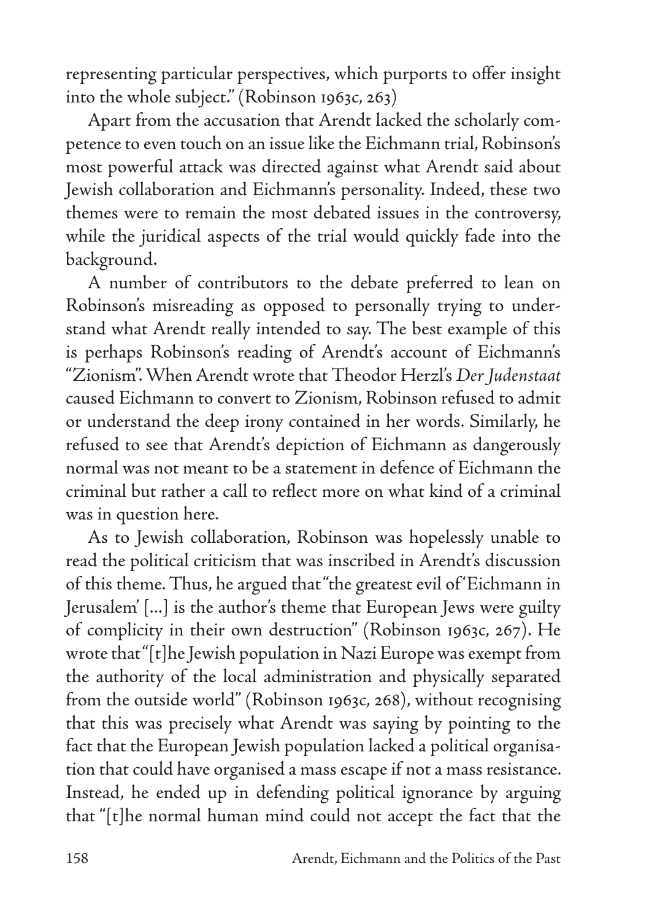representing particular perspectives, which purports to offer insight into the whole subject." (Robinson 1963c, 263)

Apart from the accusation that Arendt lacked the scholarly competence to even touch on an issue like the Eichmann trial, Robinson's most powerful attack was directed against what Arendt said about Jewish collaboration and Eichmann's personality. Indeed, these two themes were to remain the most debated issues in the controversy, while the juridical aspects of the trial would quickly fade into the background.

A number of contributors to the debate preferred to lean on Robinson's misreading as opposed to personally trying to understand what Arendt really intended to say. The best example of this is perhaps Robinson's reading of Arendt's account of Eichmann's "Zionism". When Arendt wrote that Theodor Herzl's *Der Judenstaat* caused Eichmann to convert to Zionism, Robinson refused to admit or understand the deep irony contained in her words. Similarly, he refused to see that Arendt's depiction of Eichmann as dangerously normal was not meant to be a statement in defence of Eichmann the criminal but rather a call to reflect more on what kind of a criminal was in question here.

As to Jewish collaboration, Robinson was hopelessly unable to read the political criticism that was inscribed in Arendt's discussion of this theme. Thus, he argued that "the greatest evil of 'Eichmann in Jerusalem' [...] is the author's theme that European Jews were guilty of complicity in their own destruction" (Robinson 1963c, 267). He wrote that "[t]he Jewish population in Nazi Europe was exempt from the authority of the local administration and physically separated from the outside world" (Robinson 1963c, 268), without recognising that this was precisely what Arendt was saying by pointing to the fact that the European Jewish population lacked a political organisation that could have organised a mass escape if not a mass resistance. Instead, he ended up in defending political ignorance by arguing that "[t]he normal human mind could not accept the fact that the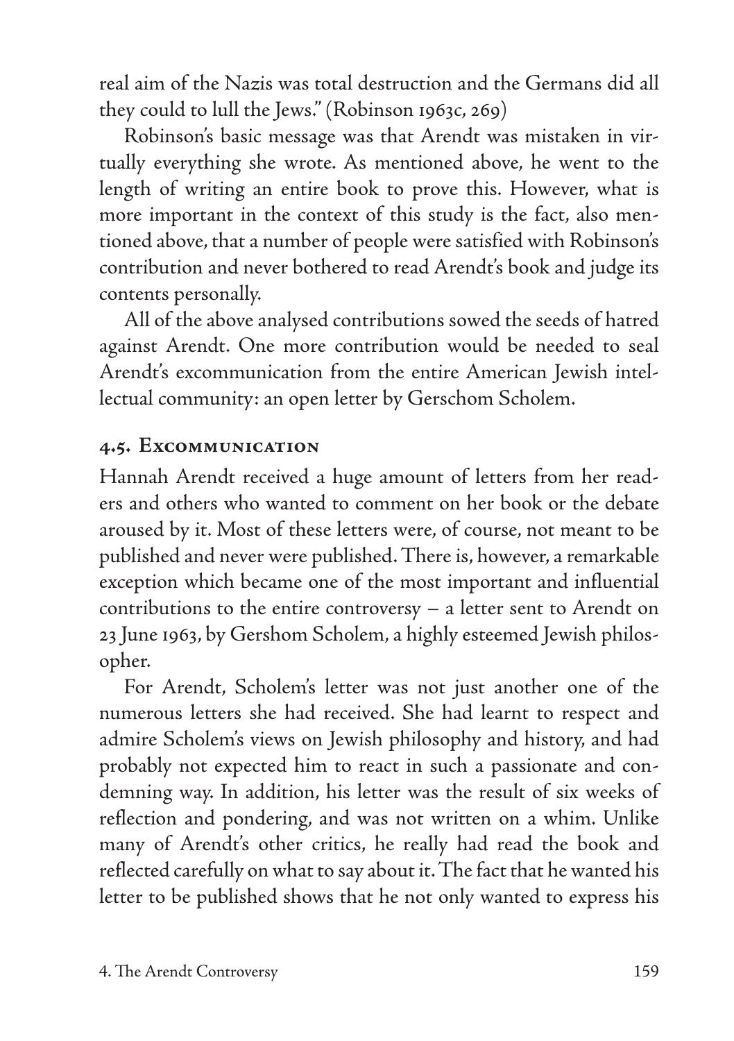real aim of the Nazis was total destruction and the Germans did all they could to lull the Jews." (Robinson 1963c, 269)

Robinson's basic message was that Arendt was mistaken in virtually everything she wrote. As mentioned above, he went to the length of writing an entire book to prove this. However, what is more important in the context of this study is the fact, also mentioned above, that a number of people were satisfied with Robinson's contribution and never bothered to read Arendt's book and judge its contents personally.

All of the above analysed contributions sowed the seeds of hatred against Arendt. One more contribution would be needed to seal Arendt's excommunication from the entire American Jewish intellectual community: an open letter by Gerschom Scholem.

## 4.5. Excommunication

Hannah Arendt received a huge amount of letters from her readers and others who wanted to comment on her book or the debate aroused by it. Most of these letters were, of course, not meant to be published and never were published. There is, however, a remarkable exception which became one of the most important and influential contributions to the entire controversy – a letter sent to Arendt on 23 June 1963, by Gershom Scholem, a highly esteemed Jewish philosopher.

For Arendt, Scholem's letter was not just another one of the numerous letters she had received. She had learnt to respect and admire Scholem's views on Jewish philosophy and history, and had probably not expected him to react in such a passionate and condemning way. In addition, his letter was the result of six weeks of reflection and pondering, and was not written on a whim. Unlike many of Arendt's other critics, he really had read the book and reflected carefully on what to say about it. The fact that he wanted his letter to be published shows that he not only wanted to express his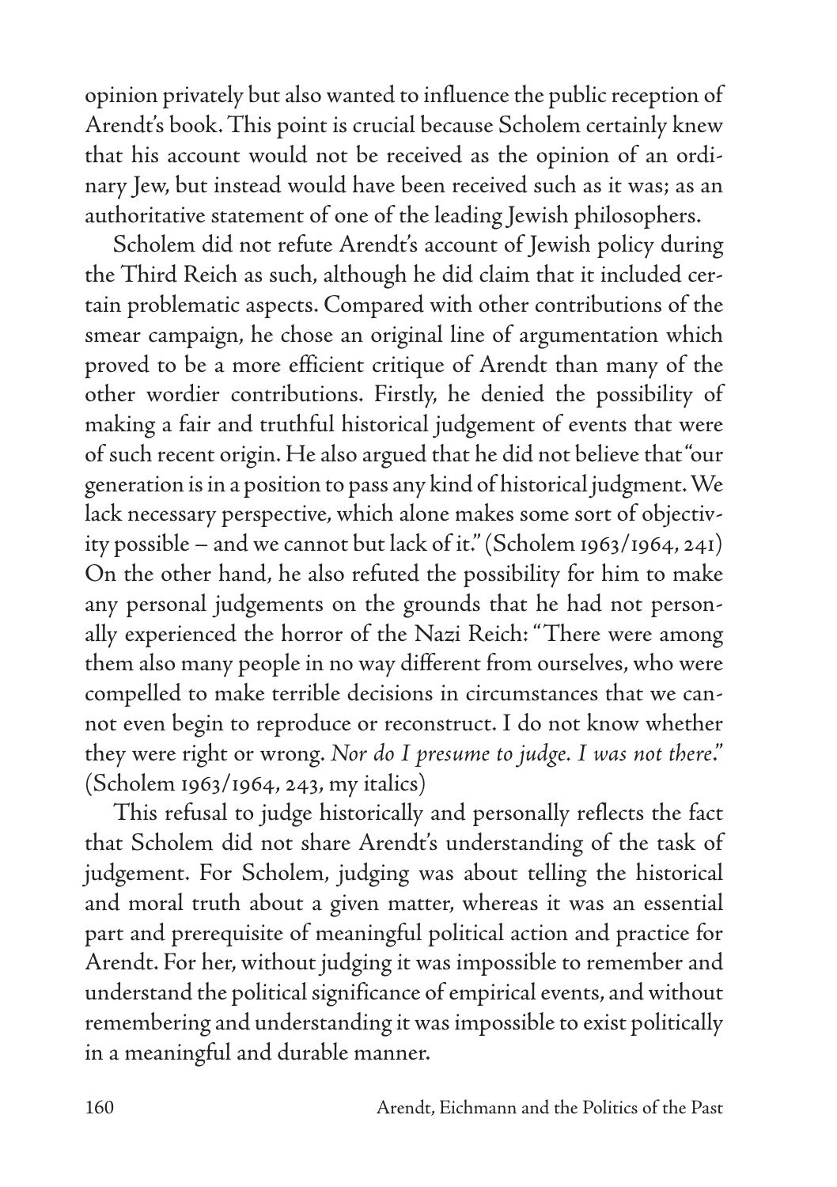opinion privately but also wanted to influence the public reception of Arendt's book. This point is crucial because Scholem certainly knew that his account would not be received as the opinion of an ordinary Jew, but instead would have been received such as it was; as an authoritative statement of one of the leading Jewish philosophers.

Scholem did not refute Arendt's account of Jewish policy during the Third Reich as such, although he did claim that it included certain problematic aspects. Compared with other contributions of the smear campaign, he chose an original line of argumentation which proved to be a more efficient critique of Arendt than many of the other wordier contributions. Firstly, he denied the possibility of making a fair and truthful historical judgement of events that were of such recent origin. He also argued that he did not believe that "our generation is in a position to pass any kind of historical judgment. We lack necessary perspective, which alone makes some sort of objectivity possible – and we cannot but lack of it." (Scholem 1963/1964, 241) On the other hand, he also refuted the possibility for him to make any personal judgements on the grounds that he had not personally experienced the horror of the Nazi Reich: "There were among them also many people in no way different from ourselves, who were compelled to make terrible decisions in circumstances that we cannot even begin to reproduce or reconstruct. I do not know whether they were right or wrong. *Nor do I presume to judge. I was not there*." (Scholem 1963/1964, 243, my italics)

This refusal to judge historically and personally reflects the fact that Scholem did not share Arendt's understanding of the task of judgement. For Scholem, judging was about telling the historical and moral truth about a given matter, whereas it was an essential part and prerequisite of meaningful political action and practice for Arendt. For her, without judging it was impossible to remember and understand the political significance of empirical events, and without remembering and understanding it was impossible to exist politically in a meaningful and durable manner.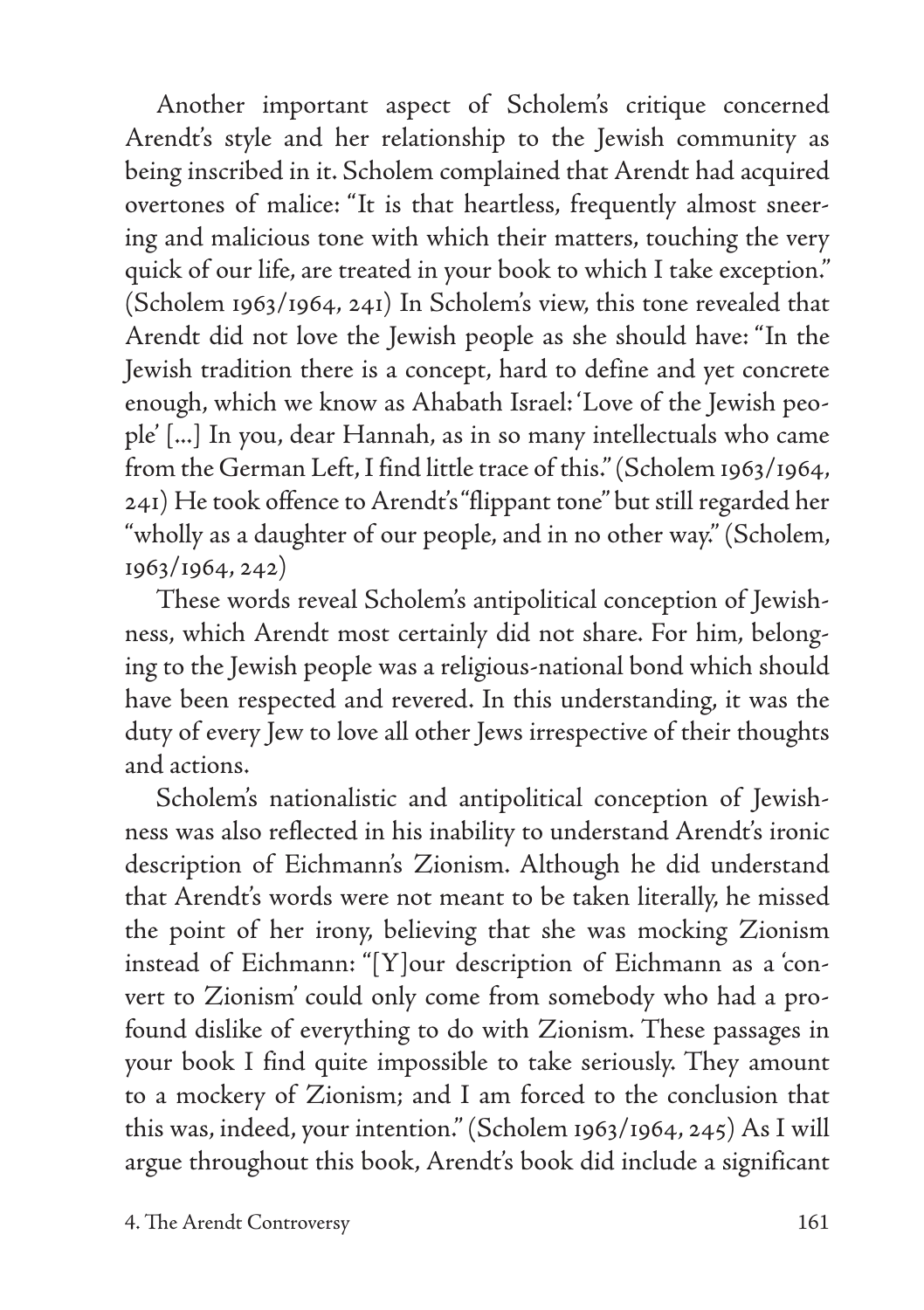Another important aspect of Scholem's critique concerned Arendt's style and her relationship to the Jewish community as being inscribed in it. Scholem complained that Arendt had acquired overtones of malice: "It is that heartless, frequently almost sneering and malicious tone with which their matters, touching the very quick of our life, are treated in your book to which I take exception." (Scholem 1963/1964, 241) In Scholem's view, this tone revealed that Arendt did not love the Jewish people as she should have: "In the Jewish tradition there is a concept, hard to define and yet concrete enough, which we know as Ahabath Israel: 'Love of the Jewish people' [...] In you, dear Hannah, as in so many intellectuals who came from the German Left, I find little trace of this." (Scholem 1963/1964, 241) He took offence to Arendt's "flippant tone" but still regarded her "wholly as a daughter of our people, and in no other way." (Scholem, 1963/1964, 242)

These words reveal Scholem's antipolitical conception of Jewishness, which Arendt most certainly did not share. For him, belonging to the Jewish people was a religious-national bond which should have been respected and revered. In this understanding, it was the duty of every Jew to love all other Jews irrespective of their thoughts and actions.

Scholem's nationalistic and antipolitical conception of Jewishness was also reflected in his inability to understand Arendt's ironic description of Eichmann's Zionism. Although he did understand that Arendt's words were not meant to be taken literally, he missed the point of her irony, believing that she was mocking Zionism instead of Eichmann: "[Y]our description of Eichmann as a 'convert to Zionism' could only come from somebody who had a profound dislike of everything to do with Zionism. These passages in your book I find quite impossible to take seriously. They amount to a mockery of Zionism; and I am forced to the conclusion that this was, indeed, your intention." (Scholem 1963/1964, 245) As I will argue throughout this book, Arendt's book did include a significant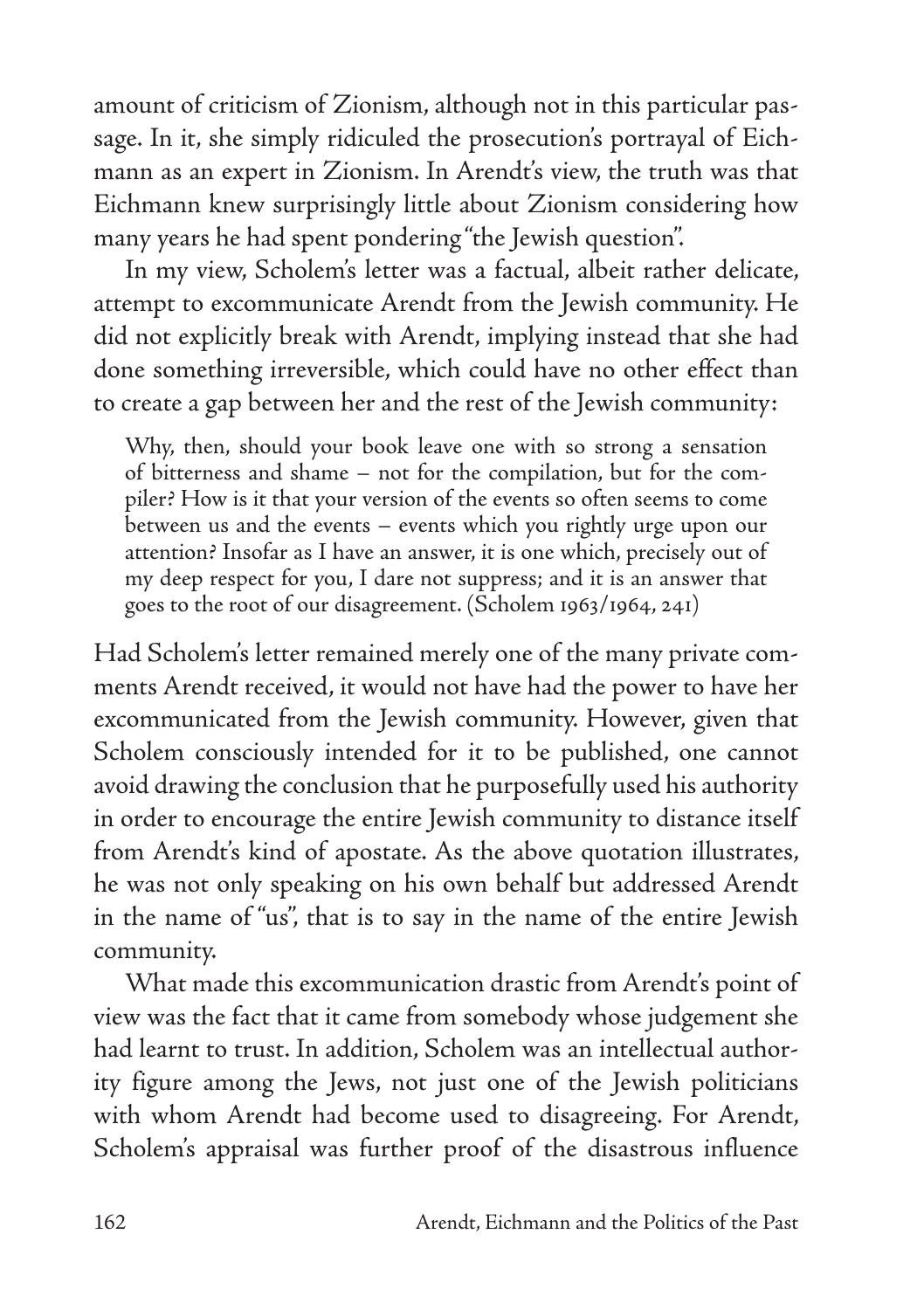amount of criticism of Zionism, although not in this particular passage. In it, she simply ridiculed the prosecution's portrayal of Eichmann as an expert in Zionism. In Arendt's view, the truth was that Eichmann knew surprisingly little about Zionism considering how many years he had spent pondering "the Jewish question".

In my view, Scholem's letter was a factual, albeit rather delicate, attempt to excommunicate Arendt from the Jewish community. He did not explicitly break with Arendt, implying instead that she had done something irreversible, which could have no other effect than to create a gap between her and the rest of the Jewish community:

> Why, then, should your book leave one with so strong a sensation of bitterness and shame – not for the compilation, but for the compiler? How is it that your version of the events so often seems to come between us and the events – events which you rightly urge upon our attention? Insofar as I have an answer, it is one which, precisely out of my deep respect for you, I dare not suppress; and it is an answer that goes to the root of our disagreement. (Scholem 1963/1964, 241)

Had Scholem's letter remained merely one of the many private comments Arendt received, it would not have had the power to have her excommunicated from the Jewish community. However, given that Scholem consciously intended for it to be published, one cannot avoid drawing the conclusion that he purposefully used his authority in order to encourage the entire Jewish community to distance itself from Arendt's kind of apostate. As the above quotation illustrates, he was not only speaking on his own behalf but addressed Arendt in the name of "us", that is to say in the name of the entire Jewish community.

What made this excommunication drastic from Arendt's point of view was the fact that it came from somebody whose judgement she had learnt to trust. In addition, Scholem was an intellectual authority figure among the Jews, not just one of the Jewish politicians with whom Arendt had become used to disagreeing. For Arendt, Scholem's appraisal was further proof of the disastrous influence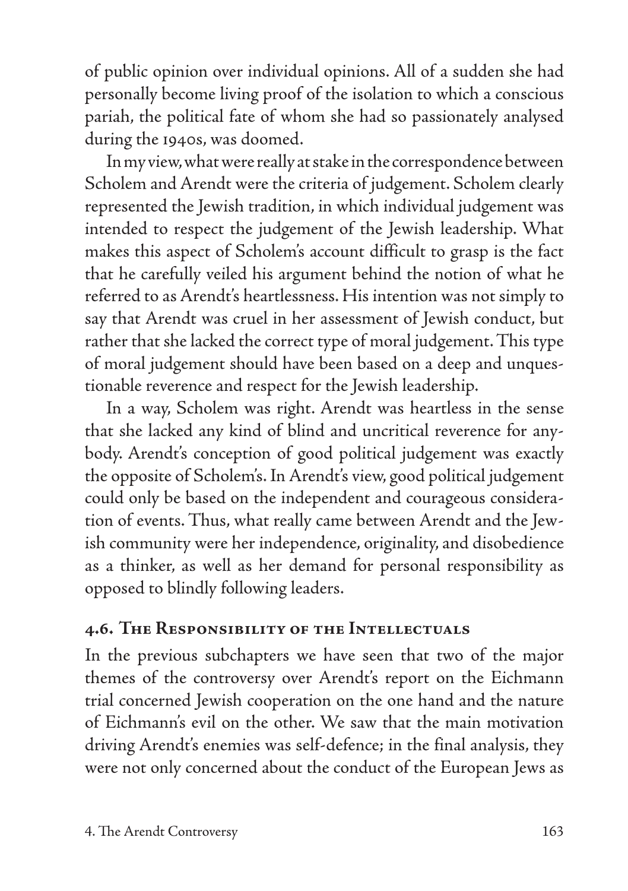of public opinion over individual opinions. All of a sudden she had personally become living proof of the isolation to which a conscious pariah, the political fate of whom she had so passionately analysed during the 1940s, was doomed.

In my view, what were really at stake in the correspondence between Scholem and Arendt were the criteria of judgement. Scholem clearly represented the Jewish tradition, in which individual judgement was intended to respect the judgement of the Jewish leadership. What makes this aspect of Scholem's account difficult to grasp is the fact that he carefully veiled his argument behind the notion of what he referred to as Arendt's heartlessness. His intention was not simply to say that Arendt was cruel in her assessment of Jewish conduct, but rather that she lacked the correct type of moral judgement. This type of moral judgement should have been based on a deep and unquestionable reverence and respect for the Jewish leadership.

In a way, Scholem was right. Arendt was heartless in the sense that she lacked any kind of blind and uncritical reverence for anybody. Arendt's conception of good political judgement was exactly the opposite of Scholem's. In Arendt's view, good political judgement could only be based on the independent and courageous consideration of events. Thus, what really came between Arendt and the Jewish community were her independence, originality, and disobedience as a thinker, as well as her demand for personal responsibility as opposed to blindly following leaders.

## 4.6. The Responsibility of the Intellectuals

In the previous subchapters we have seen that two of the major themes of the controversy over Arendt's report on the Eichmann trial concerned Jewish cooperation on the one hand and the nature of Eichmann's evil on the other. We saw that the main motivation driving Arendt's enemies was self-defence; in the final analysis, they were not only concerned about the conduct of the European Jews as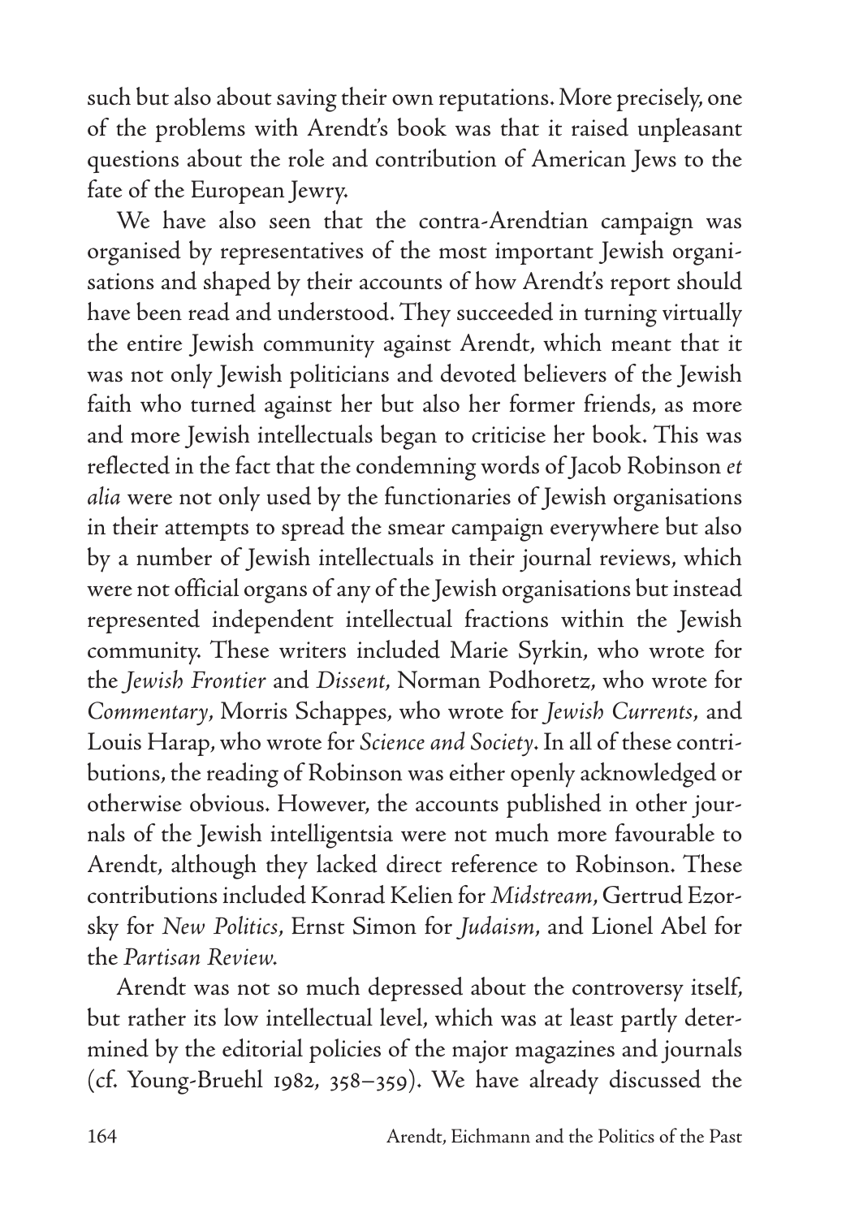such but also about saving their own reputations. More precisely, one of the problems with Arendt's book was that it raised unpleasant questions about the role and contribution of American Jews to the fate of the European Jewry.

We have also seen that the contra-Arendtian campaign was organised by representatives of the most important Jewish organisations and shaped by their accounts of how Arendt's report should have been read and understood. They succeeded in turning virtually the entire Jewish community against Arendt, which meant that it was not only Jewish politicians and devoted believers of the Jewish faith who turned against her but also her former friends, as more and more Jewish intellectuals began to criticise her book. This was reflected in the fact that the condemning words of Jacob Robinson *et alia* were not only used by the functionaries of Jewish organisations in their attempts to spread the smear campaign everywhere but also by a number of Jewish intellectuals in their journal reviews, which were not official organs of any of the Jewish organisations but instead represented independent intellectual fractions within the Jewish community. These writers included Marie Syrkin, who wrote for the *Jewish Frontier* and *Dissent*, Norman Podhoretz, who wrote for *Commentary*, Morris Schappes, who wrote for *Jewish Currents*, and Louis Harap, who wrote for *Science and Society*. In all of these contributions, the reading of Robinson was either openly acknowledged or otherwise obvious. However, the accounts published in other journals of the Jewish intelligentsia were not much more favourable to Arendt, although they lacked direct reference to Robinson. These contributions included Konrad Kelien for *Midstream*, Gertrud Ezorsky for *New Politics*, Ernst Simon for *Judaism*, and Lionel Abel for the *Partisan Review*.

Arendt was not so much depressed about the controversy itself, but rather its low intellectual level, which was at least partly determined by the editorial policies of the major magazines and journals (cf. Young-Bruehl 1982, 358–359). We have already discussed the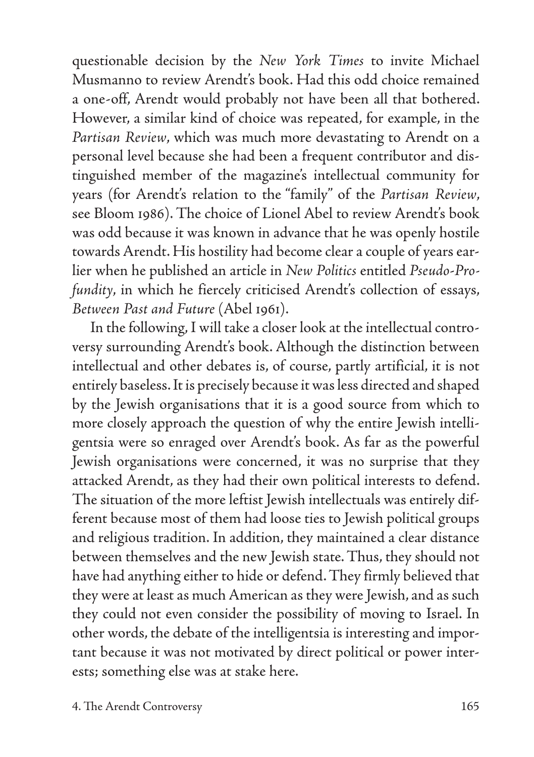questionable decision by the *New York Times* to invite Michael Musmanno to review Arendt's book. Had this odd choice remained a one-off, Arendt would probably not have been all that bothered. However, a similar kind of choice was repeated, for example, in the *Partisan Review*, which was much more devastating to Arendt on a personal level because she had been a frequent contributor and distinguished member of the magazine's intellectual community for years (for Arendt's relation to the "family" of the *Partisan Review*, see Bloom 1986). The choice of Lionel Abel to review Arendt's book was odd because it was known in advance that he was openly hostile towards Arendt. His hostility had become clear a couple of years earlier when he published an article in *New Politics* entitled *Pseudo-Profundity*, in which he fiercely criticised Arendt's collection of essays, *Between Past and Future* (Abel 1961).

In the following, I will take a closer look at the intellectual controversy surrounding Arendt's book. Although the distinction between intellectual and other debates is, of course, partly artificial, it is not entirely baseless. It is precisely because it was less directed and shaped by the Jewish organisations that it is a good source from which to more closely approach the question of why the entire Jewish intelligentsia were so enraged over Arendt's book. As far as the powerful Jewish organisations were concerned, it was no surprise that they attacked Arendt, as they had their own political interests to defend. The situation of the more leftist Jewish intellectuals was entirely different because most of them had loose ties to Jewish political groups and religious tradition. In addition, they maintained a clear distance between themselves and the new Jewish state. Thus, they should not have had anything either to hide or defend. They firmly believed that they were at least as much American as they were Jewish, and as such they could not even consider the possibility of moving to Israel. In other words, the debate of the intelligentsia is interesting and important because it was not motivated by direct political or power interests; something else was at stake here.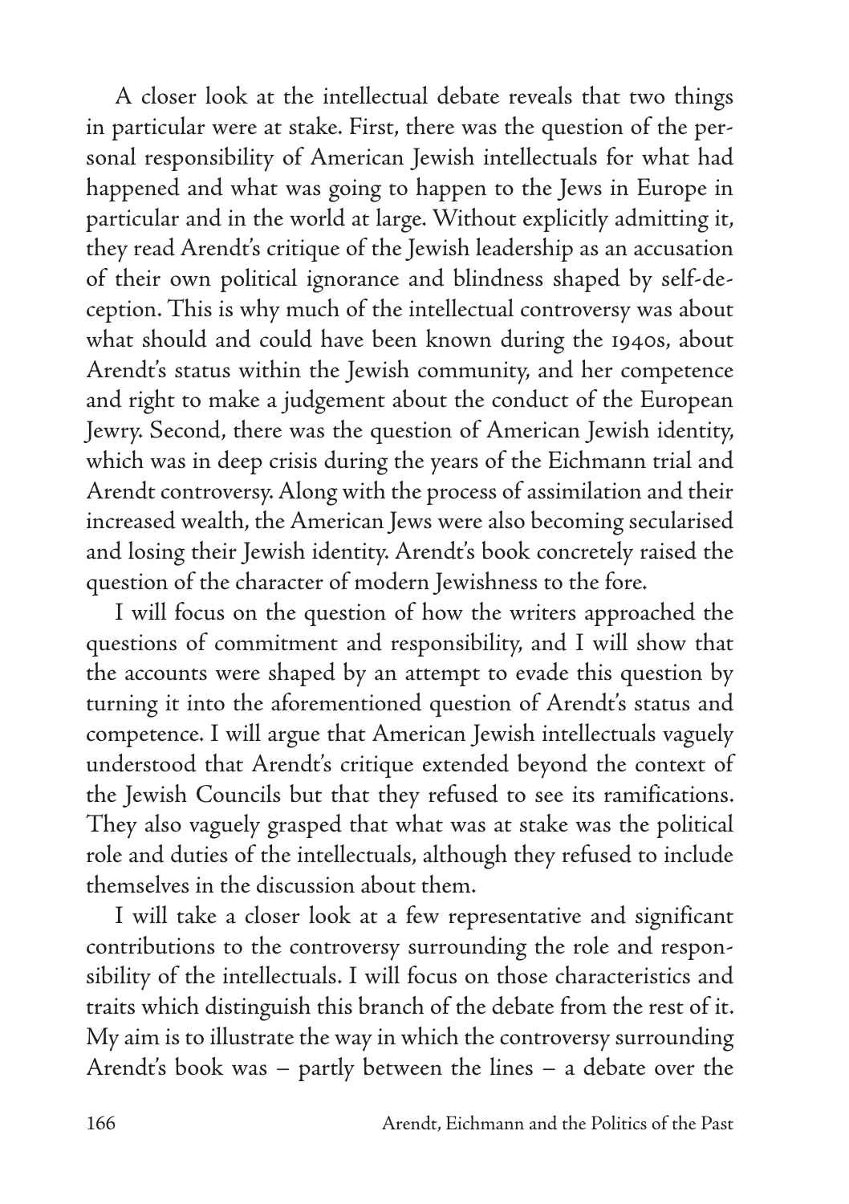A closer look at the intellectual debate reveals that two things in particular were at stake. First, there was the question of the personal responsibility of American Jewish intellectuals for what had happened and what was going to happen to the Jews in Europe in particular and in the world at large. Without explicitly admitting it, they read Arendt's critique of the Jewish leadership as an accusation of their own political ignorance and blindness shaped by self-deception. This is why much of the intellectual controversy was about what should and could have been known during the 1940s, about Arendt's status within the Jewish community, and her competence and right to make a judgement about the conduct of the European Jewry. Second, there was the question of American Jewish identity, which was in deep crisis during the years of the Eichmann trial and Arendt controversy. Along with the process of assimilation and their increased wealth, the American Jews were also becoming secularised and losing their Jewish identity. Arendt's book concretely raised the question of the character of modern Jewishness to the fore.

I will focus on the question of how the writers approached the questions of commitment and responsibility, and I will show that the accounts were shaped by an attempt to evade this question by turning it into the aforementioned question of Arendt's status and competence. I will argue that American Jewish intellectuals vaguely understood that Arendt's critique extended beyond the context of the Jewish Councils but that they refused to see its ramifications. They also vaguely grasped that what was at stake was the political role and duties of the intellectuals, although they refused to include themselves in the discussion about them.

I will take a closer look at a few representative and significant contributions to the controversy surrounding the role and responsibility of the intellectuals. I will focus on those characteristics and traits which distinguish this branch of the debate from the rest of it. My aim is to illustrate the way in which the controversy surrounding Arendt's book was – partly between the lines – a debate over the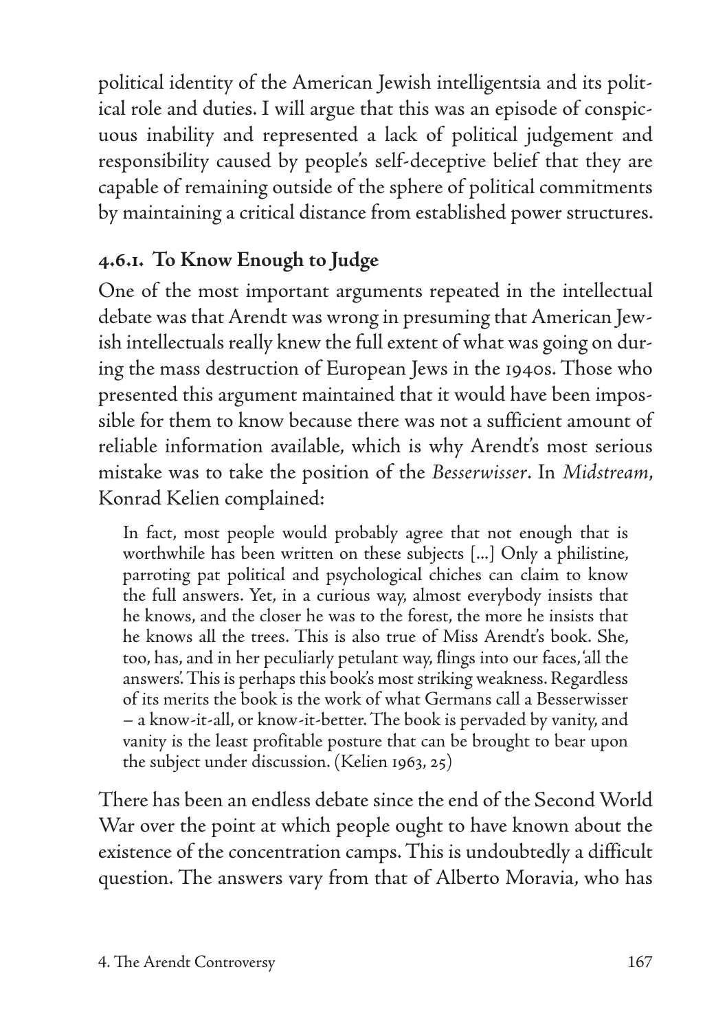political identity of the American Jewish intelligentsia and its political role and duties. I will argue that this was an episode of conspicuous inability and represented a lack of political judgement and responsibility caused by people's self-deceptive belief that they are capable of remaining outside of the sphere of political commitments by maintaining a critical distance from established power structures.

### 4.6.1. To Know Enough to Judge

One of the most important arguments repeated in the intellectual debate was that Arendt was wrong in presuming that American Jewish intellectuals really knew the full extent of what was going on during the mass destruction of European Jews in the 1940s. Those who presented this argument maintained that it would have been impossible for them to know because there was not a sufficient amount of reliable information available, which is why Arendt's most serious mistake was to take the position of the *Besserwisser*. In *Midstream*, Konrad Kelien complained:

> In fact, most people would probably agree that not enough that is worthwhile has been written on these subjects [...] Only a philistine, parroting pat political and psychological chiches can claim to know the full answers. Yet, in a curious way, almost everybody insists that he knows, and the closer he was to the forest, the more he insists that he knows all the trees. This is also true of Miss Arendt's book. She, too, has, and in her peculiarly petulant way, flings into our faces, 'all the answers'. This is perhaps this book's most striking weakness. Regardless of its merits the book is the work of what Germans call a Besserwisser – a know-it-all, or know-it-better. The book is pervaded by vanity, and vanity is the least profitable posture that can be brought to bear upon the subject under discussion. (Kelien 1963, 25)

There has been an endless debate since the end of the Second World War over the point at which people ought to have known about the existence of the concentration camps. This is undoubtedly a difficult question. The answers vary from that of Alberto Moravia, who has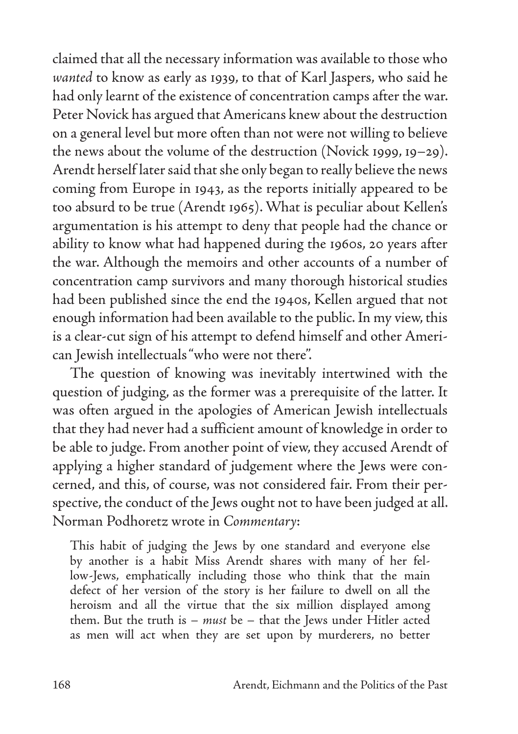claimed that all the necessary information was available to those who *wanted* to know as early as 1939, to that of Karl Jaspers, who said he had only learnt of the existence of concentration camps after the war. Peter Novick has argued that Americans knew about the destruction on a general level but more often than not were not willing to believe the news about the volume of the destruction (Novick 1999, 19–29). Arendt herself later said that she only began to really believe the news coming from Europe in 1943, as the reports initially appeared to be too absurd to be true (Arendt 1965). What is peculiar about Kellen's argumentation is his attempt to deny that people had the chance or ability to know what had happened during the 1960s, 20 years after the war. Although the memoirs and other accounts of a number of concentration camp survivors and many thorough historical studies had been published since the end the 1940s, Kellen argued that not enough information had been available to the public. In my view, this is a clear-cut sign of his attempt to defend himself and other American Jewish intellectuals "who were not there".

The question of knowing was inevitably intertwined with the question of judging, as the former was a prerequisite of the latter. It was often argued in the apologies of American Jewish intellectuals that they had never had a sufficient amount of knowledge in order to be able to judge. From another point of view, they accused Arendt of applying a higher standard of judgement where the Jews were concerned, and this, of course, was not considered fair. From their perspective, the conduct of the Jews ought not to have been judged at all. Norman Podhoretz wrote in *Commentary*:

> This habit of judging the Jews by one standard and everyone else by another is a habit Miss Arendt shares with many of her fellow-Jews, emphatically including those who think that the main defect of her version of the story is her failure to dwell on all the heroism and all the virtue that the six million displayed among them. But the truth is – *must* be – that the Jews under Hitler acted as men will act when they are set upon by murderers, no better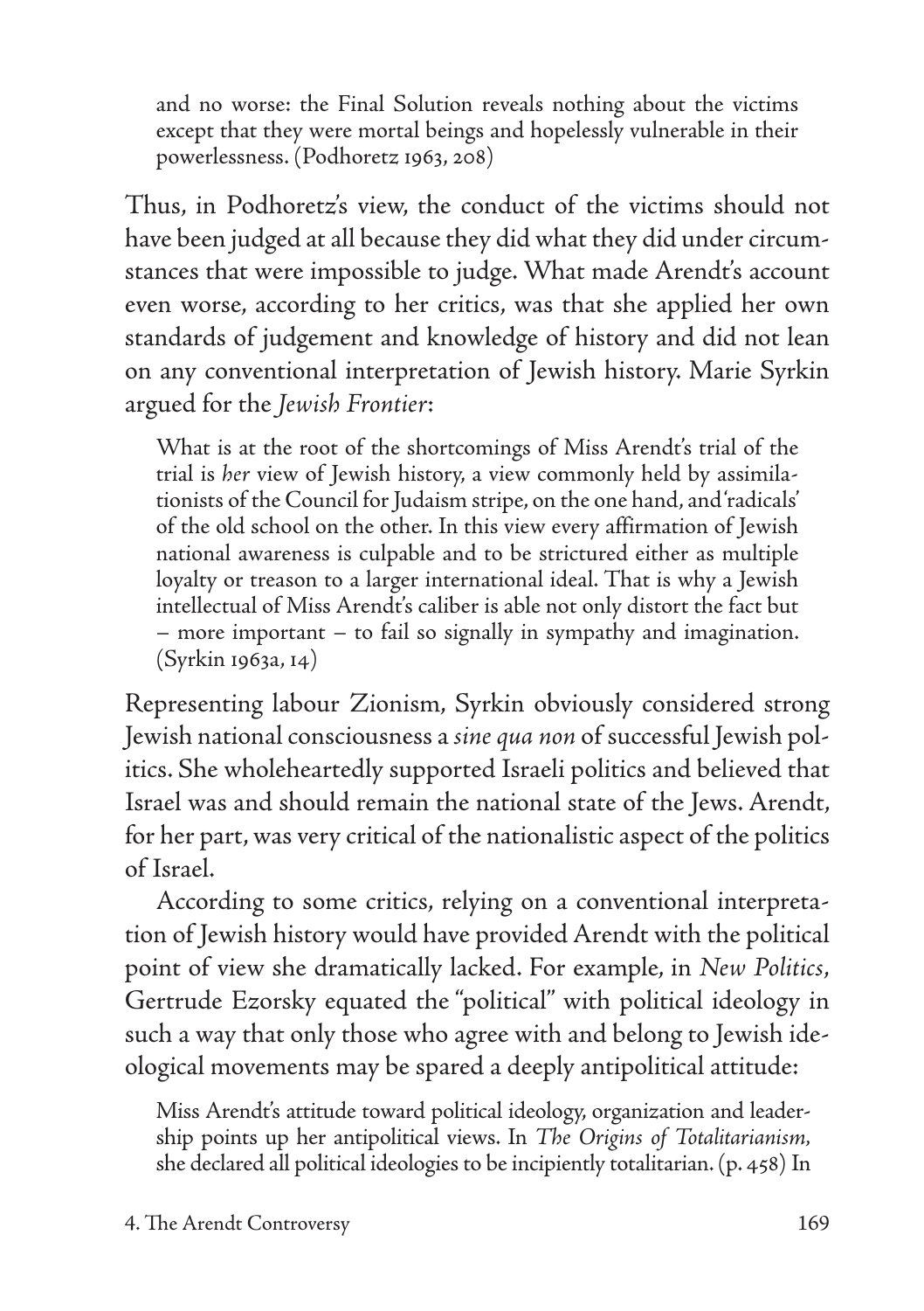> and no worse: the Final Solution reveals nothing about the victims except that they were mortal beings and hopelessly vulnerable in their powerlessness. (Podhoretz 1963, 208)

Thus, in Podhoretz's view, the conduct of the victims should not have been judged at all because they did what they did under circumstances that were impossible to judge. What made Arendt's account even worse, according to her critics, was that she applied her own standards of judgement and knowledge of history and did not lean on any conventional interpretation of Jewish history. Marie Syrkin argued for the *Jewish Frontier*:

> What is at the root of the shortcomings of Miss Arendt's trial of the trial is *her* view of Jewish history, a view commonly held by assimilationists of the Council for Judaism stripe, on the one hand, and 'radicals' of the old school on the other. In this view every affirmation of Jewish national awareness is culpable and to be strictured either as multiple loyalty or treason to a larger international ideal. That is why a Jewish intellectual of Miss Arendt's caliber is able not only distort the fact but – more important – to fail so signally in sympathy and imagination. (Syrkin 1963a, 14)

Representing labour Zionism, Syrkin obviously considered strong Jewish national consciousness a *sine qua non* of successful Jewish politics. She wholeheartedly supported Israeli politics and believed that Israel was and should remain the national state of the Jews. Arendt, for her part, was very critical of the nationalistic aspect of the politics of Israel.

According to some critics, relying on a conventional interpretation of Jewish history would have provided Arendt with the political point of view she dramatically lacked. For example, in *New Politics*, Gertrude Ezorsky equated the "political" with political ideology in such a way that only those who agree with and belong to Jewish ideological movements may be spared a deeply antipolitical attitude:

> Miss Arendt's attitude toward political ideology, organization and leadership points up her antipolitical views. In *The Origins of Totalitarianism*, she declared all political ideologies to be incipiently totalitarian. (p. 458) In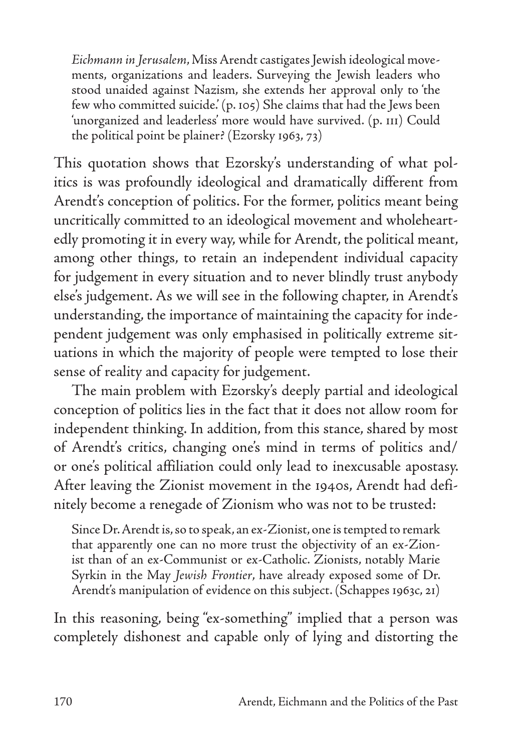*Eichmann in Jerusalem*, Miss Arendt castigates Jewish ideological movements, organizations and leaders. Surveying the Jewish leaders who stood unaided against Nazism, she extends her approval only to 'the few who committed suicide.' (p. 105) She claims that had the Jews been 'unorganized and leaderless' more would have survived. (p. 111) Could the political point be plainer? (Ezorsky 1963, 73)

This quotation shows that Ezorsky's understanding of what politics is was profoundly ideological and dramatically different from Arendt's conception of politics. For the former, politics meant being uncritically committed to an ideological movement and wholeheartedly promoting it in every way, while for Arendt, the political meant, among other things, to retain an independent individual capacity for judgement in every situation and to never blindly trust anybody else's judgement. As we will see in the following chapter, in Arendt's understanding, the importance of maintaining the capacity for independent judgement was only emphasised in politically extreme situations in which the majority of people were tempted to lose their sense of reality and capacity for judgement.

The main problem with Ezorsky's deeply partial and ideological conception of politics lies in the fact that it does not allow room for independent thinking. In addition, from this stance, shared by most of Arendt's critics, changing one's mind in terms of politics and/or one's political affiliation could only lead to inexcusable apostasy. After leaving the Zionist movement in the 1940s, Arendt had definitely become a renegade of Zionism who was not to be trusted:

> Since Dr. Arendt is, so to speak, an ex-Zionist, one is tempted to remark that apparently one can no more trust the objectivity of an ex-Zionist than of an ex-Communist or ex-Catholic. Zionists, notably Marie Syrkin in the May *Jewish Frontier*, have already exposed some of Dr. Arendt's manipulation of evidence on this subject. (Schappes 1963c, 21)

In this reasoning, being "ex-something" implied that a person was completely dishonest and capable only of lying and distorting the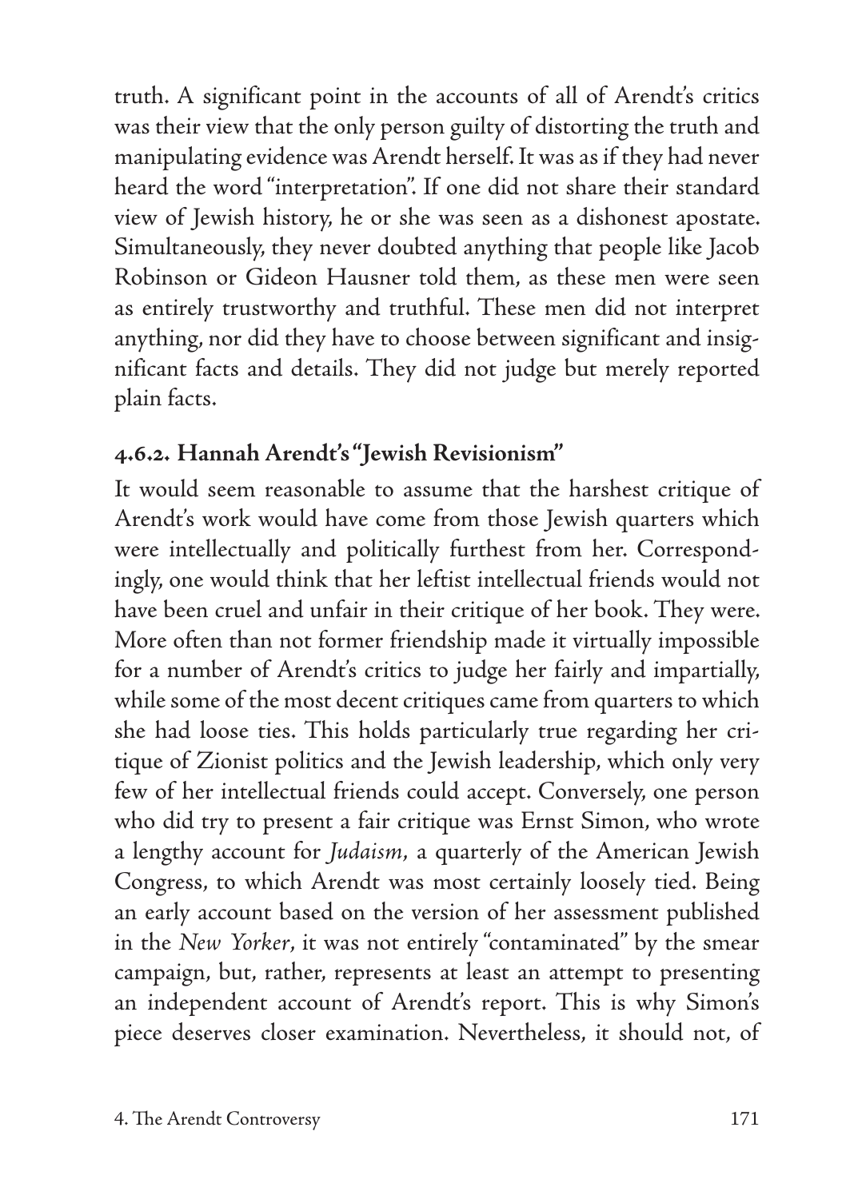truth. A significant point in the accounts of all of Arendt's critics was their view that the only person guilty of distorting the truth and manipulating evidence was Arendt herself. It was as if they had never heard the word "interpretation". If one did not share their standard view of Jewish history, he or she was seen as a dishonest apostate. Simultaneously, they never doubted anything that people like Jacob Robinson or Gideon Hausner told them, as these men were seen as entirely trustworthy and truthful. These men did not interpret anything, nor did they have to choose between significant and insignificant facts and details. They did not judge but merely reported plain facts.

### 4.6.2. Hannah Arendt's "Jewish Revisionism"

It would seem reasonable to assume that the harshest critique of Arendt's work would have come from those Jewish quarters which were intellectually and politically furthest from her. Correspondingly, one would think that her leftist intellectual friends would not have been cruel and unfair in their critique of her book. They were. More often than not former friendship made it virtually impossible for a number of Arendt's critics to judge her fairly and impartially, while some of the most decent critiques came from quarters to which she had loose ties. This holds particularly true regarding her critique of Zionist politics and the Jewish leadership, which only very few of her intellectual friends could accept. Conversely, one person who did try to present a fair critique was Ernst Simon, who wrote a lengthy account for *Judaism*, a quarterly of the American Jewish Congress, to which Arendt was most certainly loosely tied. Being an early account based on the version of her assessment published in the *New Yorker*, it was not entirely "contaminated" by the smear campaign, but, rather, represents at least an attempt to presenting an independent account of Arendt's report. This is why Simon's piece deserves closer examination. Nevertheless, it should not, of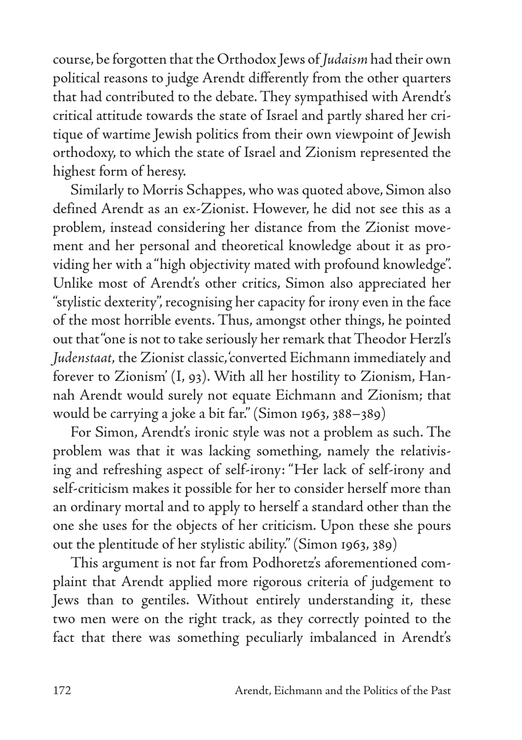course, be forgotten that the Orthodox Jews of *Judaism* had their own political reasons to judge Arendt differently from the other quarters that had contributed to the debate. They sympathised with Arendt's critical attitude towards the state of Israel and partly shared her critique of wartime Jewish politics from their own viewpoint of Jewish orthodoxy, to which the state of Israel and Zionism represented the highest form of heresy.

Similarly to Morris Schappes, who was quoted above, Simon also defined Arendt as an ex-Zionist. However, he did not see this as a problem, instead considering her distance from the Zionist movement and her personal and theoretical knowledge about it as providing her with a "high objectivity mated with profound knowledge". Unlike most of Arendt's other critics, Simon also appreciated her "stylistic dexterity", recognising her capacity for irony even in the face of the most horrible events. Thus, amongst other things, he pointed out that "one is not to take seriously her remark that Theodor Herzl's *Judenstaat*, the Zionist classic, 'converted Eichmann immediately and forever to Zionism' (I, 93). With all her hostility to Zionism, Hannah Arendt would surely not equate Eichmann and Zionism; that would be carrying a joke a bit far." (Simon 1963, 388–389)

For Simon, Arendt's ironic style was not a problem as such. The problem was that it was lacking something, namely the relativising and refreshing aspect of self-irony: "Her lack of self-irony and self-criticism makes it possible for her to consider herself more than an ordinary mortal and to apply to herself a standard other than the one she uses for the objects of her criticism. Upon these she pours out the plentitude of her stylistic ability." (Simon 1963, 389)

This argument is not far from Podhoretz's aforementioned complaint that Arendt applied more rigorous criteria of judgement to Jews than to gentiles. Without entirely understanding it, these two men were on the right track, as they correctly pointed to the fact that there was something peculiarly imbalanced in Arendt's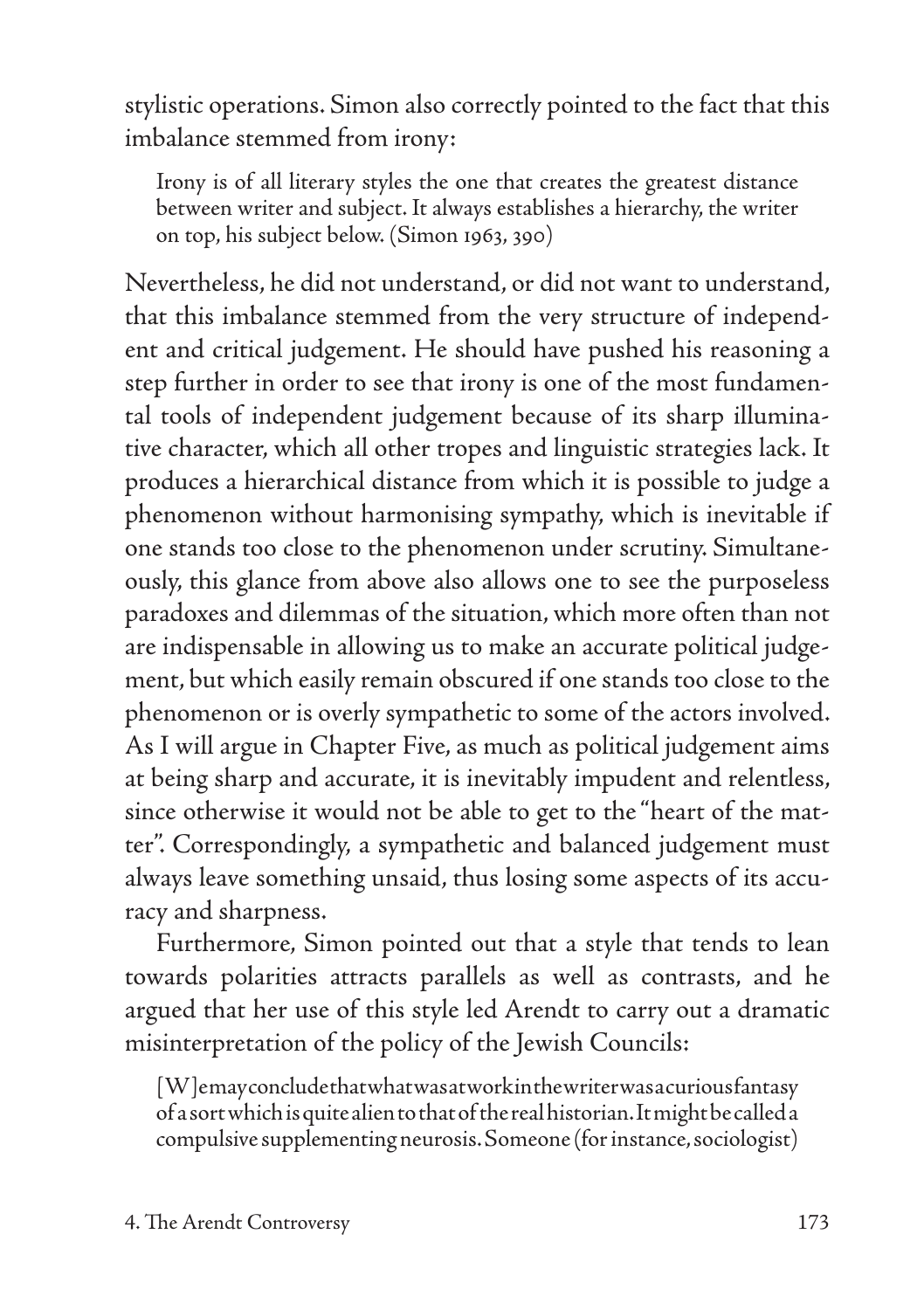stylistic operations. Simon also correctly pointed to the fact that this imbalance stemmed from irony:

> Irony is of all literary styles the one that creates the greatest distance between writer and subject. It always establishes a hierarchy, the writer on top, his subject below. (Simon 1963, 390)

Nevertheless, he did not understand, or did not want to understand, that this imbalance stemmed from the very structure of independent and critical judgement. He should have pushed his reasoning a step further in order to see that irony is one of the most fundamental tools of independent judgement because of its sharp illuminative character, which all other tropes and linguistic strategies lack. It produces a hierarchical distance from which it is possible to judge a phenomenon without harmonising sympathy, which is inevitable if one stands too close to the phenomenon under scrutiny. Simultaneously, this glance from above also allows one to see the purposeless paradoxes and dilemmas of the situation, which more often than not are indispensable in allowing us to make an accurate political judgement, but which easily remain obscured if one stands too close to the phenomenon or is overly sympathetic to some of the actors involved. As I will argue in Chapter Five, as much as political judgement aims at being sharp and accurate, it is inevitably impudent and relentless, since otherwise it would not be able to get to the "heart of the matter". Correspondingly, a sympathetic and balanced judgement must always leave something unsaid, thus losing some aspects of its accuracy and sharpness.

Furthermore, Simon pointed out that a style that tends to lean towards polarities attracts parallels as well as contrasts, and he argued that her use of this style led Arendt to carry out a dramatic misinterpretation of the policy of the Jewish Councils:

> [W]e may conclude that what was at work in the writer was a curious fantasy of a sort which is quite alien to that of the real historian. It might be called a compulsive supplementing neurosis. Someone (for instance, sociologist)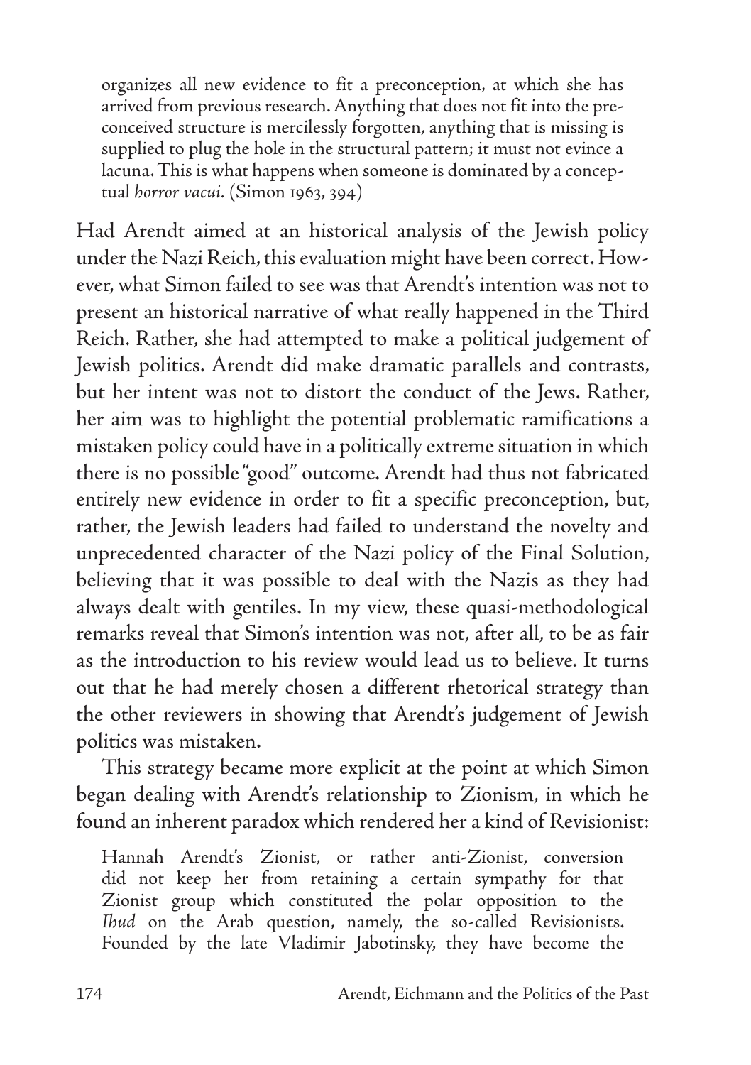> organizes all new evidence to fit a preconception, at which she has arrived from previous research. Anything that does not fit into the preconceived structure is mercilessly forgotten, anything that is missing is supplied to plug the hole in the structural pattern; it must not evince a lacuna. This is what happens when someone is dominated by a conceptual *horror vacui*. (Simon 1963, 394)

Had Arendt aimed at an historical analysis of the Jewish policy under the Nazi Reich, this evaluation might have been correct. However, what Simon failed to see was that Arendt's intention was not to present an historical narrative of what really happened in the Third Reich. Rather, she had attempted to make a political judgement of Jewish politics. Arendt did make dramatic parallels and contrasts, but her intent was not to distort the conduct of the Jews. Rather, her aim was to highlight the potential problematic ramifications a mistaken policy could have in a politically extreme situation in which there is no possible "good" outcome. Arendt had thus not fabricated entirely new evidence in order to fit a specific preconception, but, rather, the Jewish leaders had failed to understand the novelty and unprecedented character of the Nazi policy of the Final Solution, believing that it was possible to deal with the Nazis as they had always dealt with gentiles. In my view, these quasi-methodological remarks reveal that Simon's intention was not, after all, to be as fair as the introduction to his review would lead us to believe. It turns out that he had merely chosen a different rhetorical strategy than the other reviewers in showing that Arendt's judgement of Jewish politics was mistaken.

This strategy became more explicit at the point at which Simon began dealing with Arendt's relationship to Zionism, in which he found an inherent paradox which rendered her a kind of Revisionist:

> Hannah Arendt's Zionist, or rather anti-Zionist, conversion did not keep her from retaining a certain sympathy for that Zionist group which constituted the polar opposition to the *Ihud* on the Arab question, namely, the so-called Revisionists. Founded by the late Vladimir Jabotinsky, they have become the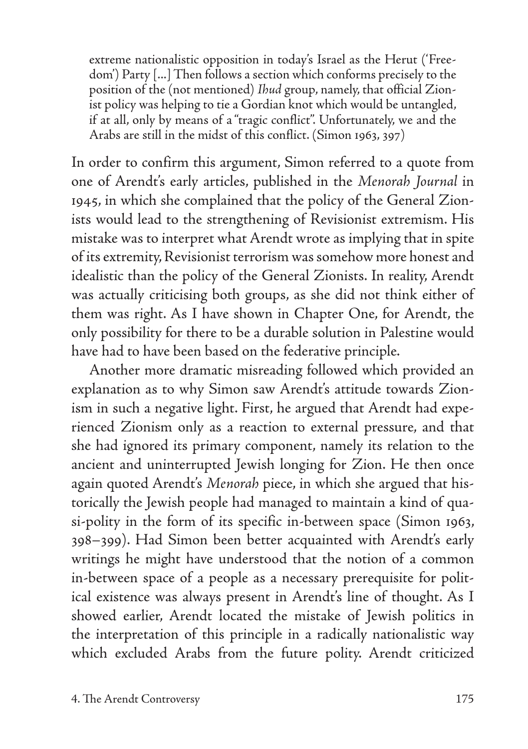> extreme nationalistic opposition in today's Israel as the Herut ('Freedom') Party [...] Then follows a section which conforms precisely to the position of the (not mentioned) *Ihud* group, namely, that official Zionist policy was helping to tie a Gordian knot which would be untangled, if at all, only by means of a "tragic conflict". Unfortunately, we and the Arabs are still in the midst of this conflict. (Simon 1963, 397)

In order to confirm this argument, Simon referred to a quote from one of Arendt's early articles, published in the *Menorah Journal* in 1945, in which she complained that the policy of the General Zionists would lead to the strengthening of Revisionist extremism. His mistake was to interpret what Arendt wrote as implying that in spite of its extremity, Revisionist terrorism was somehow more honest and idealistic than the policy of the General Zionists. In reality, Arendt was actually criticising both groups, as she did not think either of them was right. As I have shown in Chapter One, for Arendt, the only possibility for there to be a durable solution in Palestine would have had to have been based on the federative principle.

Another more dramatic misreading followed which provided an explanation as to why Simon saw Arendt's attitude towards Zionism in such a negative light. First, he argued that Arendt had experienced Zionism only as a reaction to external pressure, and that she had ignored its primary component, namely its relation to the ancient and uninterrupted Jewish longing for Zion. He then once again quoted Arendt's *Menorah* piece, in which she argued that historically the Jewish people had managed to maintain a kind of quasi-polity in the form of its specific in-between space (Simon 1963, 398–399). Had Simon been better acquainted with Arendt's early writings he might have understood that the notion of a common in-between space of a people as a necessary prerequisite for political existence was always present in Arendt's line of thought. As I showed earlier, Arendt located the mistake of Jewish politics in the interpretation of this principle in a radically nationalistic way which excluded Arabs from the future polity. Arendt criticized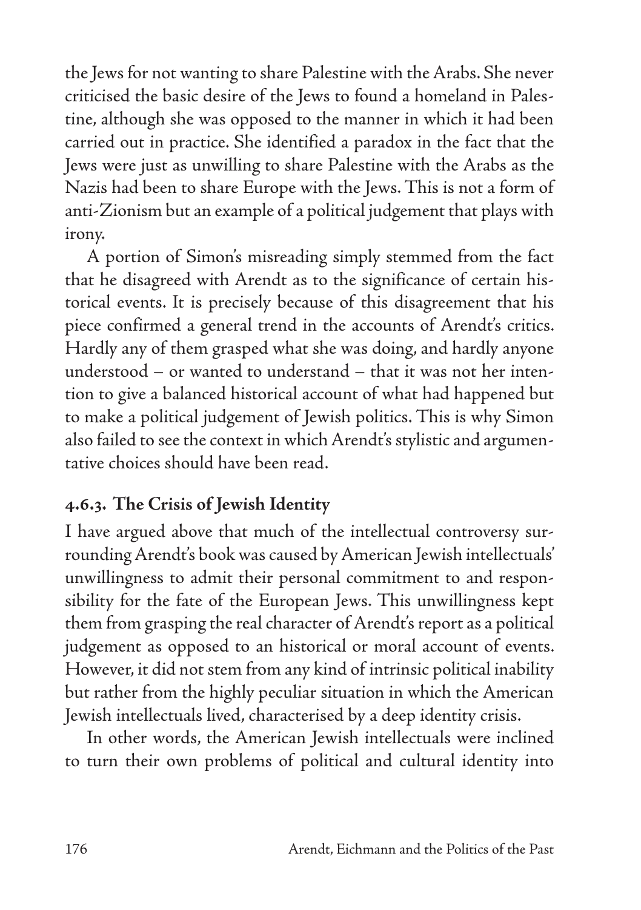the Jews for not wanting to share Palestine with the Arabs. She never criticised the basic desire of the Jews to found a homeland in Palestine, although she was opposed to the manner in which it had been carried out in practice. She identified a paradox in the fact that the Jews were just as unwilling to share Palestine with the Arabs as the Nazis had been to share Europe with the Jews. This is not a form of anti-Zionism but an example of a political judgement that plays with irony.

A portion of Simon's misreading simply stemmed from the fact that he disagreed with Arendt as to the significance of certain historical events. It is precisely because of this disagreement that his piece confirmed a general trend in the accounts of Arendt's critics. Hardly any of them grasped what she was doing, and hardly anyone understood – or wanted to understand – that it was not her intention to give a balanced historical account of what had happened but to make a political judgement of Jewish politics. This is why Simon also failed to see the context in which Arendt's stylistic and argumentative choices should have been read.

### 4.6.3. The Crisis of Jewish Identity

I have argued above that much of the intellectual controversy surrounding Arendt's book was caused by American Jewish intellectuals' unwillingness to admit their personal commitment to and responsibility for the fate of the European Jews. This unwillingness kept them from grasping the real character of Arendt's report as a political judgement as opposed to an historical or moral account of events. However, it did not stem from any kind of intrinsic political inability but rather from the highly peculiar situation in which the American Jewish intellectuals lived, characterised by a deep identity crisis.

In other words, the American Jewish intellectuals were inclined to turn their own problems of political and cultural identity into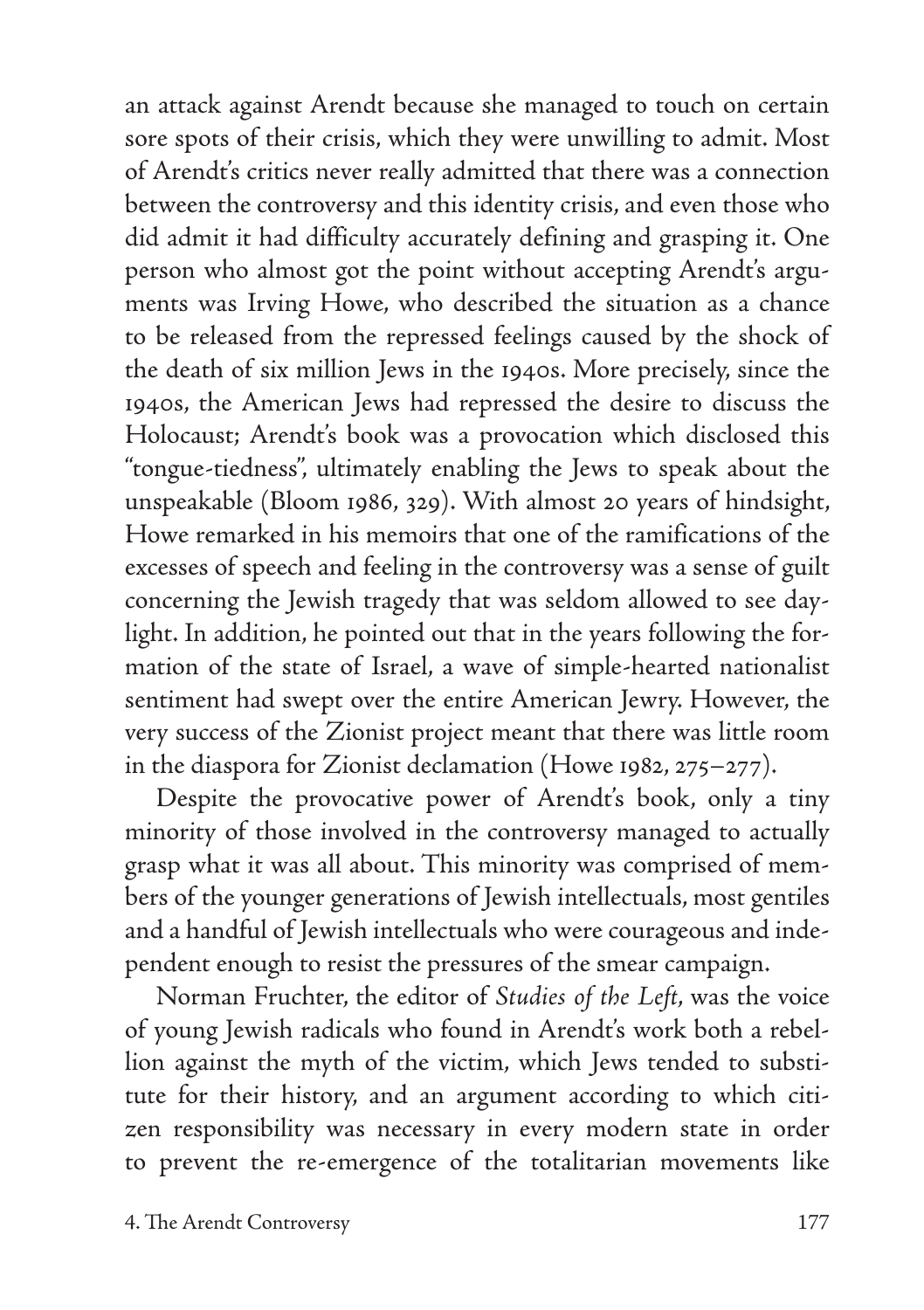an attack against Arendt because she managed to touch on certain sore spots of their crisis, which they were unwilling to admit. Most of Arendt's critics never really admitted that there was a connection between the controversy and this identity crisis, and even those who did admit it had difficulty accurately defining and grasping it. One person who almost got the point without accepting Arendt's arguments was Irving Howe, who described the situation as a chance to be released from the repressed feelings caused by the shock of the death of six million Jews in the 1940s. More precisely, since the 1940s, the American Jews had repressed the desire to discuss the Holocaust; Arendt's book was a provocation which disclosed this "tongue-tiedness", ultimately enabling the Jews to speak about the unspeakable (Bloom 1986, 329). With almost 20 years of hindsight, Howe remarked in his memoirs that one of the ramifications of the excesses of speech and feeling in the controversy was a sense of guilt concerning the Jewish tragedy that was seldom allowed to see daylight. In addition, he pointed out that in the years following the formation of the state of Israel, a wave of simple-hearted nationalist sentiment had swept over the entire American Jewry. However, the very success of the Zionist project meant that there was little room in the diaspora for Zionist declamation (Howe 1982, 275–277).

Despite the provocative power of Arendt's book, only a tiny minority of those involved in the controversy managed to actually grasp what it was all about. This minority was comprised of members of the younger generations of Jewish intellectuals, most gentiles and a handful of Jewish intellectuals who were courageous and independent enough to resist the pressures of the smear campaign.

Norman Fruchter, the editor of *Studies of the Left*, was the voice of young Jewish radicals who found in Arendt's work both a rebellion against the myth of the victim, which Jews tended to substitute for their history, and an argument according to which citizen responsibility was necessary in every modern state in order to prevent the re-emergence of the totalitarian movements like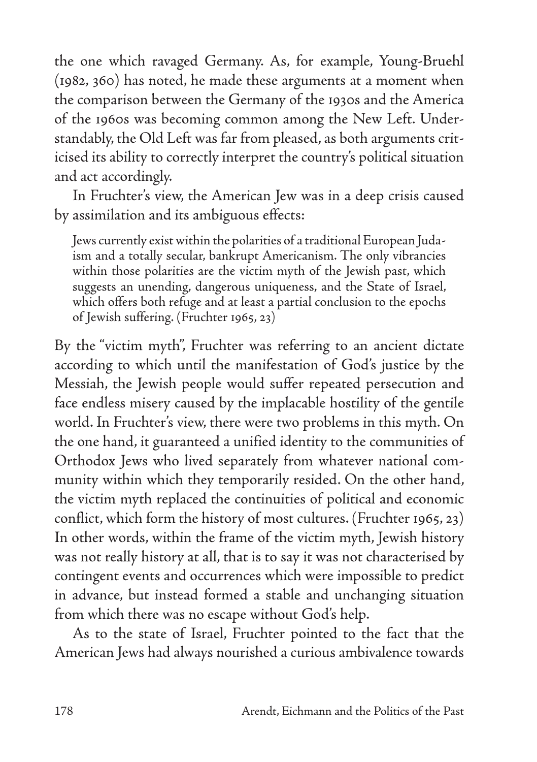the one which ravaged Germany. As, for example, Young-Bruehl (1982, 360) has noted, he made these arguments at a moment when the comparison between the Germany of the 1930s and the America of the 1960s was becoming common among the New Left. Understandably, the Old Left was far from pleased, as both arguments criticised its ability to correctly interpret the country's political situation and act accordingly.

In Fruchter's view, the American Jew was in a deep crisis caused by assimilation and its ambiguous effects:

> Jews currently exist within the polarities of a traditional European Judaism and a totally secular, bankrupt Americanism. The only vibrancies within those polarities are the victim myth of the Jewish past, which suggests an unending, dangerous uniqueness, and the State of Israel, which offers both refuge and at least a partial conclusion to the epochs of Jewish suffering. (Fruchter 1965, 23)

By the "victim myth", Fruchter was referring to an ancient dictate according to which until the manifestation of God's justice by the Messiah, the Jewish people would suffer repeated persecution and face endless misery caused by the implacable hostility of the gentile world. In Fruchter's view, there were two problems in this myth. On the one hand, it guaranteed a unified identity to the communities of Orthodox Jews who lived separately from whatever national community within which they temporarily resided. On the other hand, the victim myth replaced the continuities of political and economic conflict, which form the history of most cultures. (Fruchter 1965, 23) In other words, within the frame of the victim myth, Jewish history was not really history at all, that is to say it was not characterised by contingent events and occurrences which were impossible to predict in advance, but instead formed a stable and unchanging situation from which there was no escape without God's help.

As to the state of Israel, Fruchter pointed to the fact that the American Jews had always nourished a curious ambivalence towards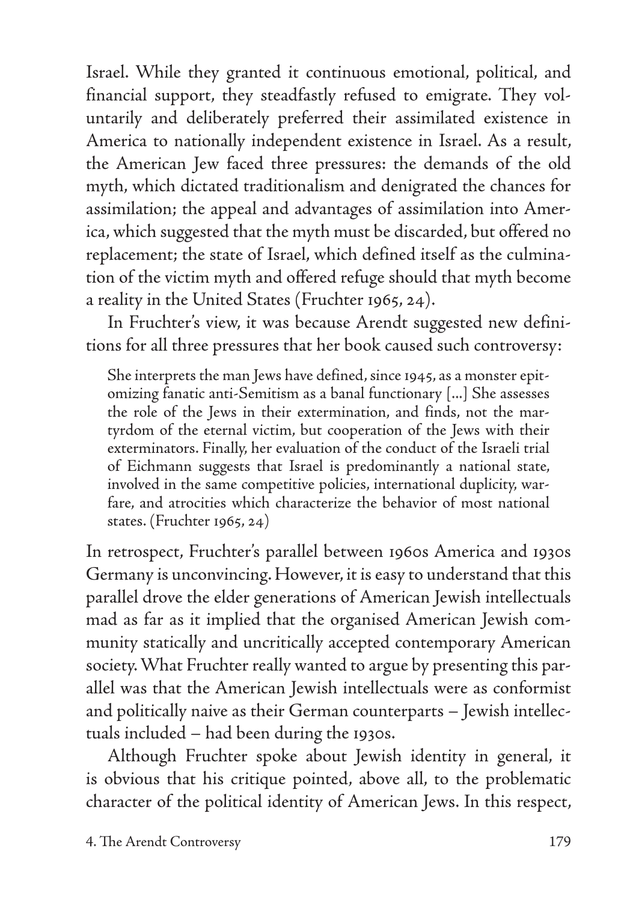Israel. While they granted it continuous emotional, political, and financial support, they steadfastly refused to emigrate. They voluntarily and deliberately preferred their assimilated existence in America to nationally independent existence in Israel. As a result, the American Jew faced three pressures: the demands of the old myth, which dictated traditionalism and denigrated the chances for assimilation; the appeal and advantages of assimilation into America, which suggested that the myth must be discarded, but offered no replacement; the state of Israel, which defined itself as the culmination of the victim myth and offered refuge should that myth become a reality in the United States (Fruchter 1965, 24).

In Fruchter's view, it was because Arendt suggested new definitions for all three pressures that her book caused such controversy:

> She interprets the man Jews have defined, since 1945, as a monster epitomizing fanatic anti-Semitism as a banal functionary [...] She assesses the role of the Jews in their extermination, and finds, not the martyrdom of the eternal victim, but cooperation of the Jews with their exterminators. Finally, her evaluation of the conduct of the Israeli trial of Eichmann suggests that Israel is predominantly a national state, involved in the same competitive policies, international duplicity, warfare, and atrocities which characterize the behavior of most national states. (Fruchter 1965, 24)

In retrospect, Fruchter's parallel between 1960s America and 1930s Germany is unconvincing. However, it is easy to understand that this parallel drove the elder generations of American Jewish intellectuals mad as far as it implied that the organised American Jewish community statically and uncritically accepted contemporary American society. What Fruchter really wanted to argue by presenting this parallel was that the American Jewish intellectuals were as conformist and politically naive as their German counterparts – Jewish intellectuals included – had been during the 1930s.

Although Fruchter spoke about Jewish identity in general, it is obvious that his critique pointed, above all, to the problematic character of the political identity of American Jews. In this respect,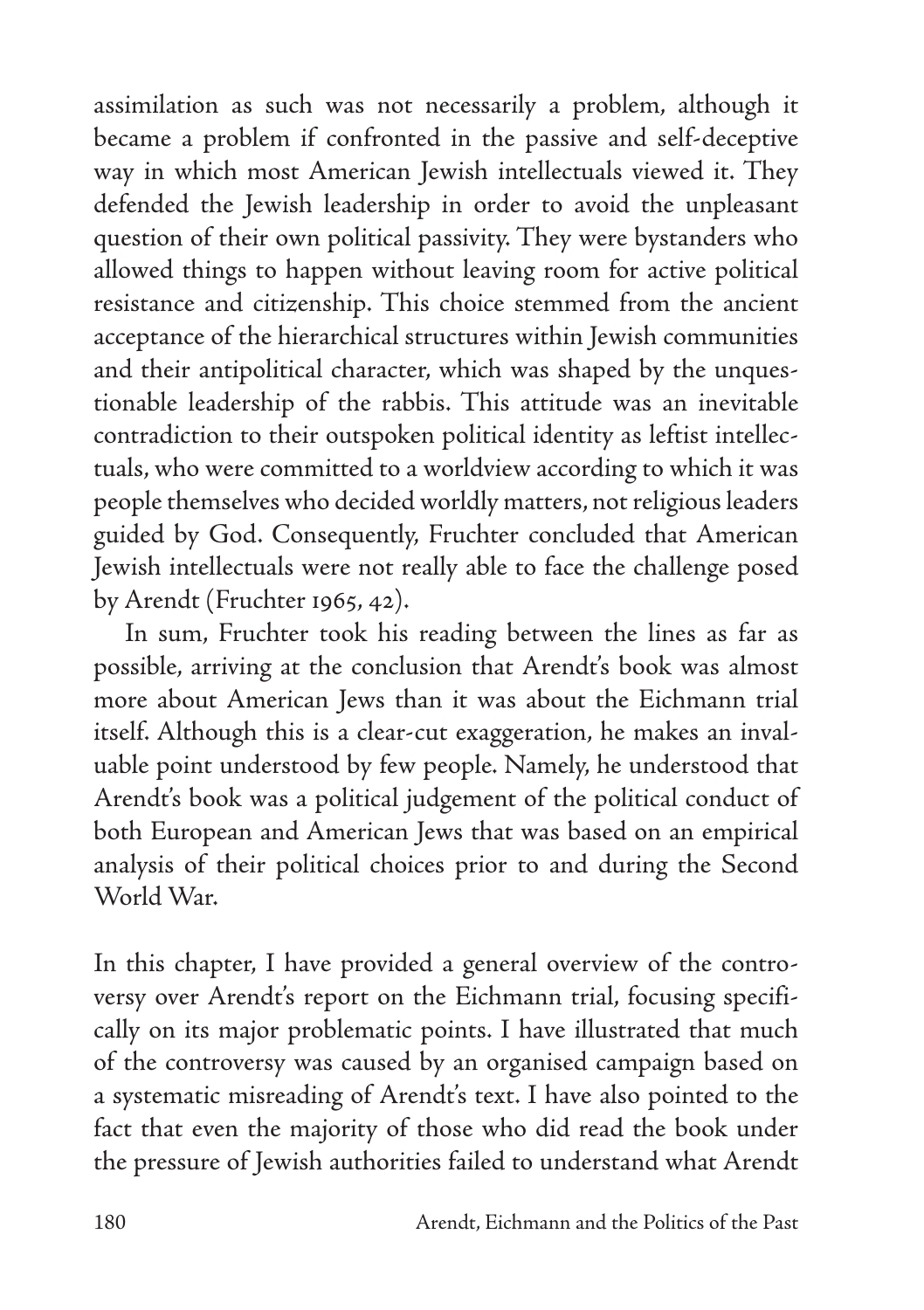assimilation as such was not necessarily a problem, although it became a problem if confronted in the passive and self-deceptive way in which most American Jewish intellectuals viewed it. They defended the Jewish leadership in order to avoid the unpleasant question of their own political passivity. They were bystanders who allowed things to happen without leaving room for active political resistance and citizenship. This choice stemmed from the ancient acceptance of the hierarchical structures within Jewish communities and their antipolitical character, which was shaped by the unquestionable leadership of the rabbis. This attitude was an inevitable contradiction to their outspoken political identity as leftist intellectuals, who were committed to a worldview according to which it was people themselves who decided worldly matters, not religious leaders guided by God. Consequently, Fruchter concluded that American Jewish intellectuals were not really able to face the challenge posed by Arendt (Fruchter 1965, 42).

In sum, Fruchter took his reading between the lines as far as possible, arriving at the conclusion that Arendt's book was almost more about American Jews than it was about the Eichmann trial itself. Although this is a clear-cut exaggeration, he makes an invaluable point understood by few people. Namely, he understood that Arendt's book was a political judgement of the political conduct of both European and American Jews that was based on an empirical analysis of their political choices prior to and during the Second World War.

In this chapter, I have provided a general overview of the controversy over Arendt's report on the Eichmann trial, focusing specifically on its major problematic points. I have illustrated that much of the controversy was caused by an organised campaign based on a systematic misreading of Arendt's text. I have also pointed to the fact that even the majority of those who did read the book under the pressure of Jewish authorities failed to understand what Arendt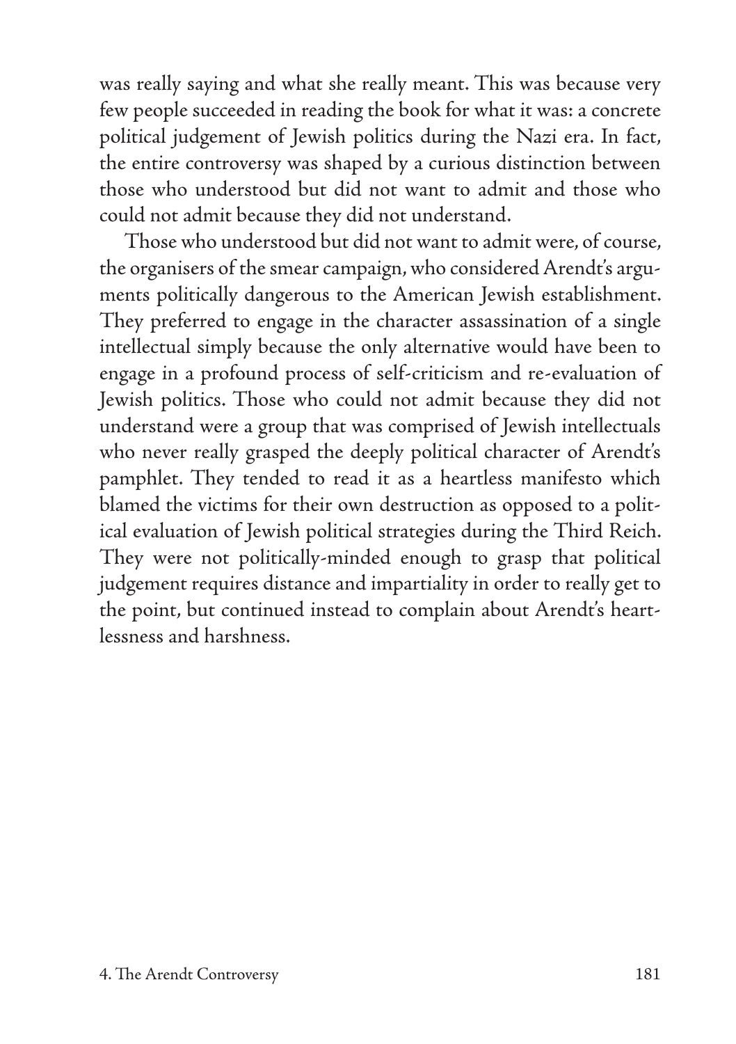was really saying and what she really meant. This was because very few people succeeded in reading the book for what it was: a concrete political judgement of Jewish politics during the Nazi era. In fact, the entire controversy was shaped by a curious distinction between those who understood but did not want to admit and those who could not admit because they did not understand.

Those who understood but did not want to admit were, of course, the organisers of the smear campaign, who considered Arendt's arguments politically dangerous to the American Jewish establishment. They preferred to engage in the character assassination of a single intellectual simply because the only alternative would have been to engage in a profound process of self-criticism and re-evaluation of Jewish politics. Those who could not admit because they did not understand were a group that was comprised of Jewish intellectuals who never really grasped the deeply political character of Arendt's pamphlet. They tended to read it as a heartless manifesto which blamed the victims for their own destruction as opposed to a political evaluation of Jewish political strategies during the Third Reich. They were not politically-minded enough to grasp that political judgement requires distance and impartiality in order to really get to the point, but continued instead to complain about Arendt's heartlessness and harshness.